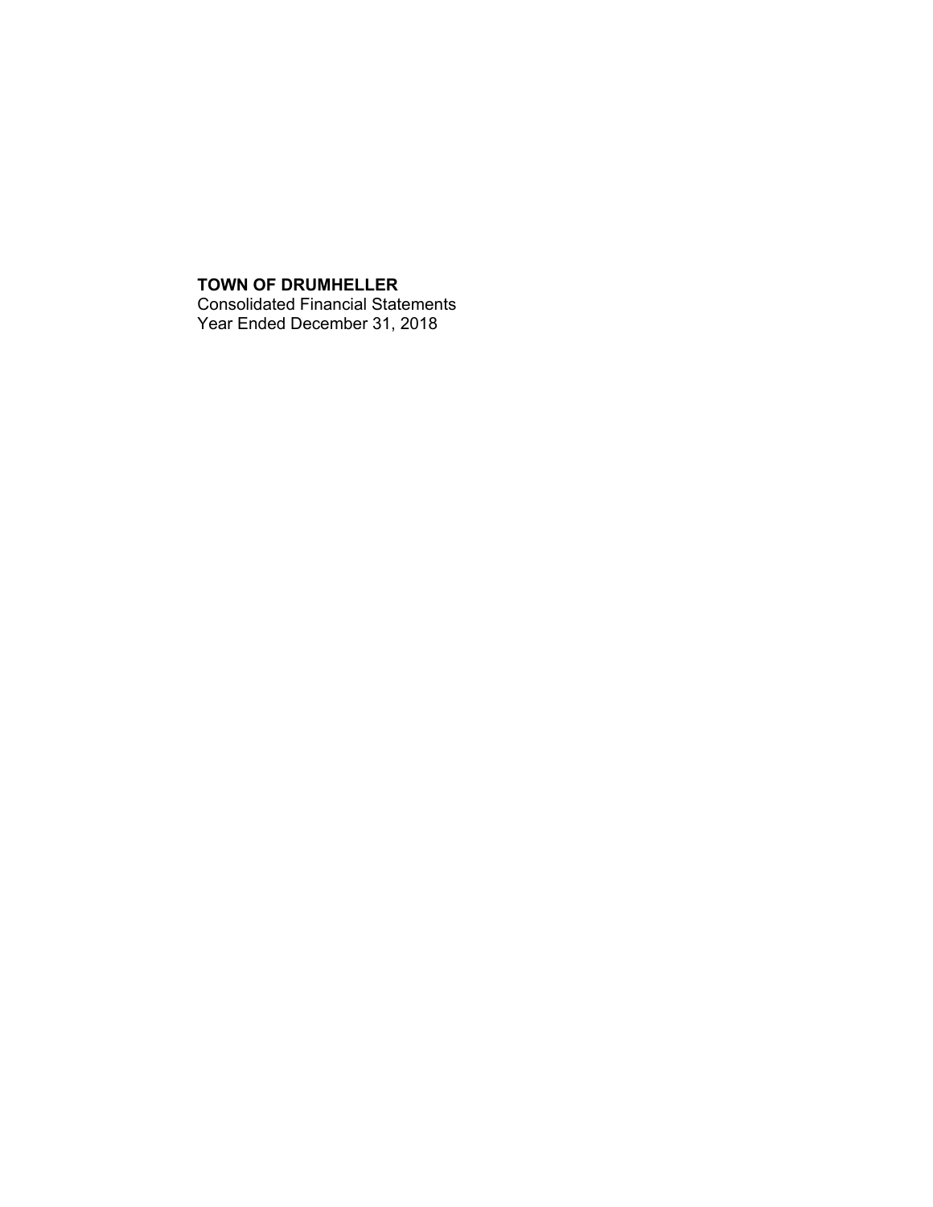**TOWN OF DRUMHELLER**
Consolidated Financial Statements
Year Ended December 31, 2018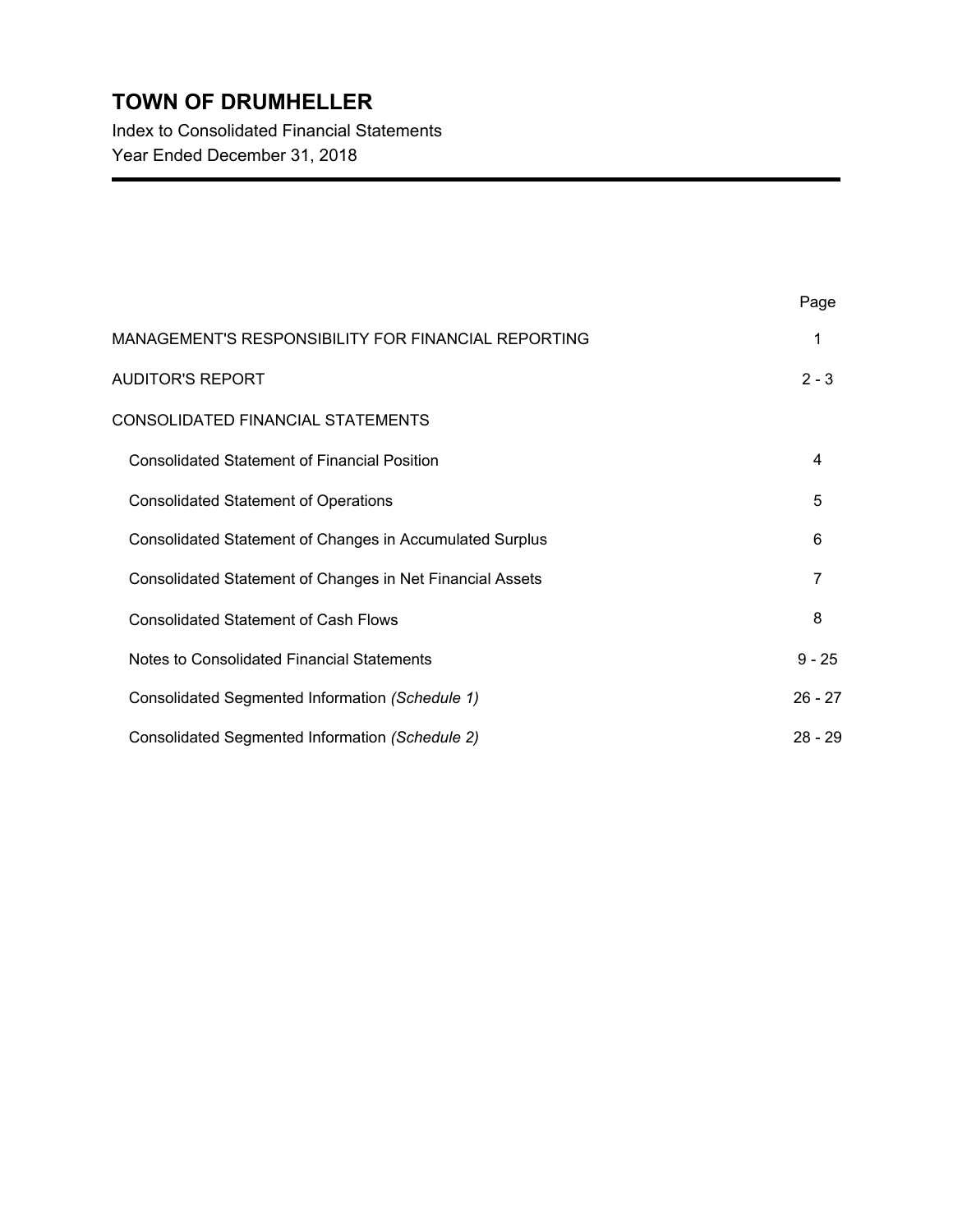# TOWN OF DRUMHELLER

Index to Consolidated Financial Statements

Year Ended December 31, 2018

| | Page |
|---|---|
| MANAGEMENT'S RESPONSIBILITY FOR FINANCIAL REPORTING | 1 |
| AUDITOR'S REPORT | 2 - 3 |
| CONSOLIDATED FINANCIAL STATEMENTS | |
| Consolidated Statement of Financial Position | 4 |
| Consolidated Statement of Operations | 5 |
| Consolidated Statement of Changes in Accumulated Surplus | 6 |
| Consolidated Statement of Changes in Net Financial Assets | 7 |
| Consolidated Statement of Cash Flows | 8 |
| Notes to Consolidated Financial Statements | 9 - 25 |
| Consolidated Segmented Information *(Schedule 1)* | 26 - 27 |
| Consolidated Segmented Information *(Schedule 2)* | 28 - 29 |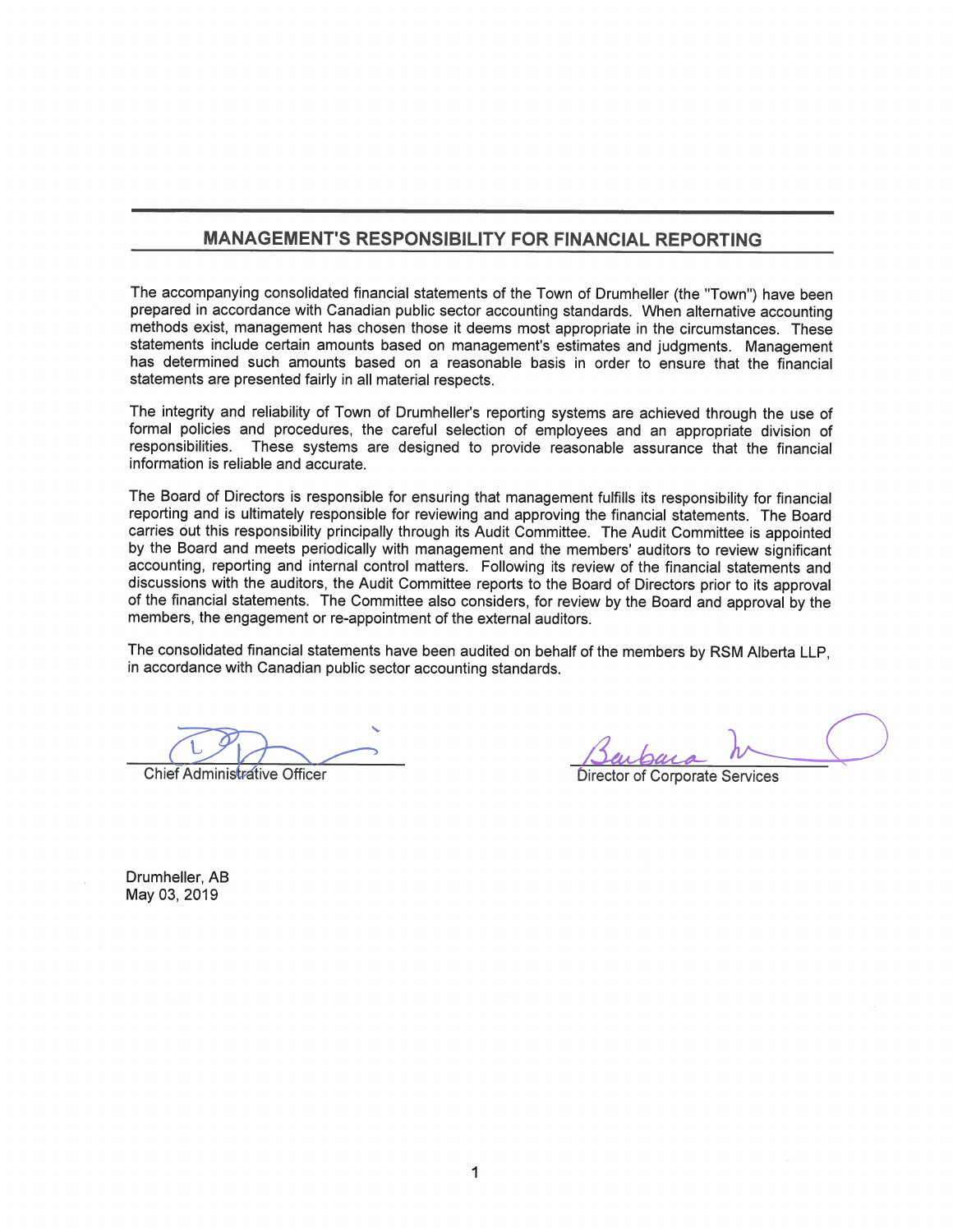## MANAGEMENT'S RESPONSIBILITY FOR FINANCIAL REPORTING

The accompanying consolidated financial statements of the Town of Drumheller (the "Town") have been prepared in accordance with Canadian public sector accounting standards. When alternative accounting methods exist, management has chosen those it deems most appropriate in the circumstances. These statements include certain amounts based on management's estimates and judgments. Management has determined such amounts based on a reasonable basis in order to ensure that the financial statements are presented fairly in all material respects.

The integrity and reliability of Town of Drumheller's reporting systems are achieved through the use of formal policies and procedures, the careful selection of employees and an appropriate division of responsibilities. These systems are designed to provide reasonable assurance that the financial information is reliable and accurate.

The Board of Directors is responsible for ensuring that management fulfills its responsibility for financial reporting and is ultimately responsible for reviewing and approving the financial statements. The Board carries out this responsibility principally through its Audit Committee. The Audit Committee is appointed by the Board and meets periodically with management and the members' auditors to review significant accounting, reporting and internal control matters. Following its review of the financial statements and discussions with the auditors, the Audit Committee reports to the Board of Directors prior to its approval of the financial statements. The Committee also considers, for review by the Board and approval by the members, the engagement or re-appointment of the external auditors.

The consolidated financial statements have been audited on behalf of the members by RSM Alberta LLP, in accordance with Canadian public sector accounting standards.

Chief Administrative Officer

Director of Corporate Services

Drumheller, AB
May 03, 2019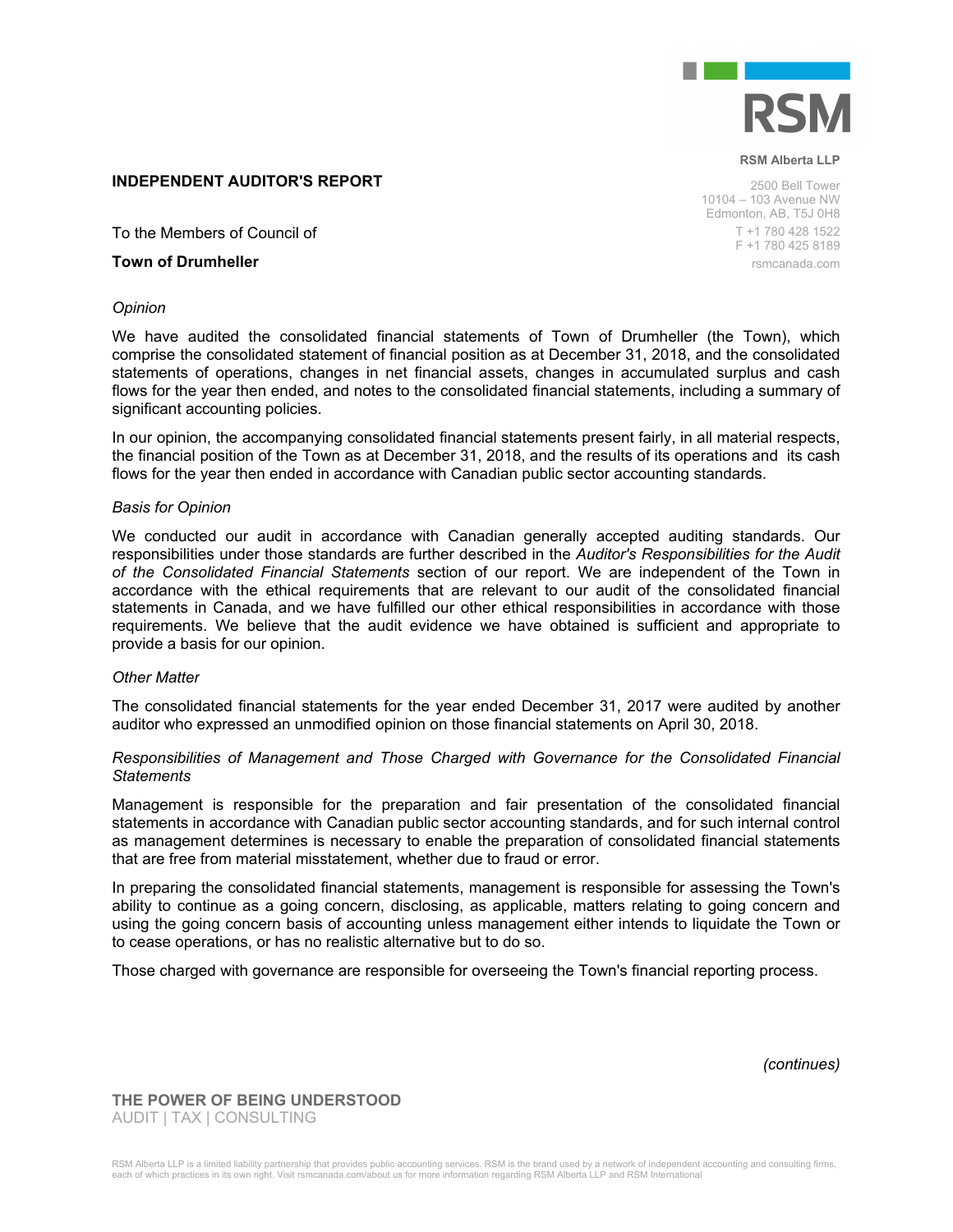RSM Alberta LLP

2500 Bell Tower
10104 – 103 Avenue NW
Edmonton, AB, T5J 0H8
T +1 780 428 1522
F +1 780 425 8189
rsmcanada.com

## INDEPENDENT AUDITOR'S REPORT

To the Members of Council of

**Town of Drumheller**

*Opinion*

We have audited the consolidated financial statements of Town of Drumheller (the Town), which comprise the consolidated statement of financial position as at December 31, 2018, and the consolidated statements of operations, changes in net financial assets, changes in accumulated surplus and cash flows for the year then ended, and notes to the consolidated financial statements, including a summary of significant accounting policies.

In our opinion, the accompanying consolidated financial statements present fairly, in all material respects, the financial position of the Town as at December 31, 2018, and the results of its operations and its cash flows for the year then ended in accordance with Canadian public sector accounting standards.

*Basis for Opinion*

We conducted our audit in accordance with Canadian generally accepted auditing standards. Our responsibilities under those standards are further described in the *Auditor's Responsibilities for the Audit of the Consolidated Financial Statements* section of our report. We are independent of the Town in accordance with the ethical requirements that are relevant to our audit of the consolidated financial statements in Canada, and we have fulfilled our other ethical responsibilities in accordance with those requirements. We believe that the audit evidence we have obtained is sufficient and appropriate to provide a basis for our opinion.

*Other Matter*

The consolidated financial statements for the year ended December 31, 2017 were audited by another auditor who expressed an unmodified opinion on those financial statements on April 30, 2018.

*Responsibilities of Management and Those Charged with Governance for the Consolidated Financial Statements*

Management is responsible for the preparation and fair presentation of the consolidated financial statements in accordance with Canadian public sector accounting standards, and for such internal control as management determines is necessary to enable the preparation of consolidated financial statements that are free from material misstatement, whether due to fraud or error.

In preparing the consolidated financial statements, management is responsible for assessing the Town's ability to continue as a going concern, disclosing, as applicable, matters relating to going concern and using the going concern basis of accounting unless management either intends to liquidate the Town or to cease operations, or has no realistic alternative but to do so.

Those charged with governance are responsible for overseeing the Town's financial reporting process.

*(continues)*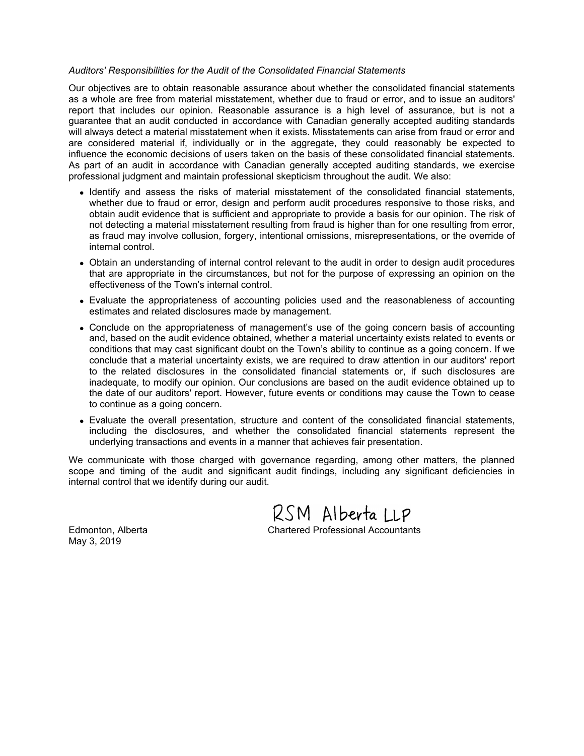*Auditors' Responsibilities for the Audit of the Consolidated Financial Statements*

Our objectives are to obtain reasonable assurance about whether the consolidated financial statements as a whole are free from material misstatement, whether due to fraud or error, and to issue an auditors' report that includes our opinion. Reasonable assurance is a high level of assurance, but is not a guarantee that an audit conducted in accordance with Canadian generally accepted auditing standards will always detect a material misstatement when it exists. Misstatements can arise from fraud or error and are considered material if, individually or in the aggregate, they could reasonably be expected to influence the economic decisions of users taken on the basis of these consolidated financial statements. As part of an audit in accordance with Canadian generally accepted auditing standards, we exercise professional judgment and maintain professional skepticism throughout the audit. We also:

- Identify and assess the risks of material misstatement of the consolidated financial statements, whether due to fraud or error, design and perform audit procedures responsive to those risks, and obtain audit evidence that is sufficient and appropriate to provide a basis for our opinion. The risk of not detecting a material misstatement resulting from fraud is higher than for one resulting from error, as fraud may involve collusion, forgery, intentional omissions, misrepresentations, or the override of internal control.
- Obtain an understanding of internal control relevant to the audit in order to design audit procedures that are appropriate in the circumstances, but not for the purpose of expressing an opinion on the effectiveness of the Town's internal control.
- Evaluate the appropriateness of accounting policies used and the reasonableness of accounting estimates and related disclosures made by management.
- Conclude on the appropriateness of management's use of the going concern basis of accounting and, based on the audit evidence obtained, whether a material uncertainty exists related to events or conditions that may cast significant doubt on the Town's ability to continue as a going concern. If we conclude that a material uncertainty exists, we are required to draw attention in our auditors' report to the related disclosures in the consolidated financial statements or, if such disclosures are inadequate, to modify our opinion. Our conclusions are based on the audit evidence obtained up to the date of our auditors' report. However, future events or conditions may cause the Town to cease to continue as a going concern.
- Evaluate the overall presentation, structure and content of the consolidated financial statements, including the disclosures, and whether the consolidated financial statements represent the underlying transactions and events in a manner that achieves fair presentation.

We communicate with those charged with governance regarding, among other matters, the planned scope and timing of the audit and significant audit findings, including any significant deficiencies in internal control that we identify during our audit.

RSM Alberta LLP

Chartered Professional Accountants

Edmonton, Alberta
May 3, 2019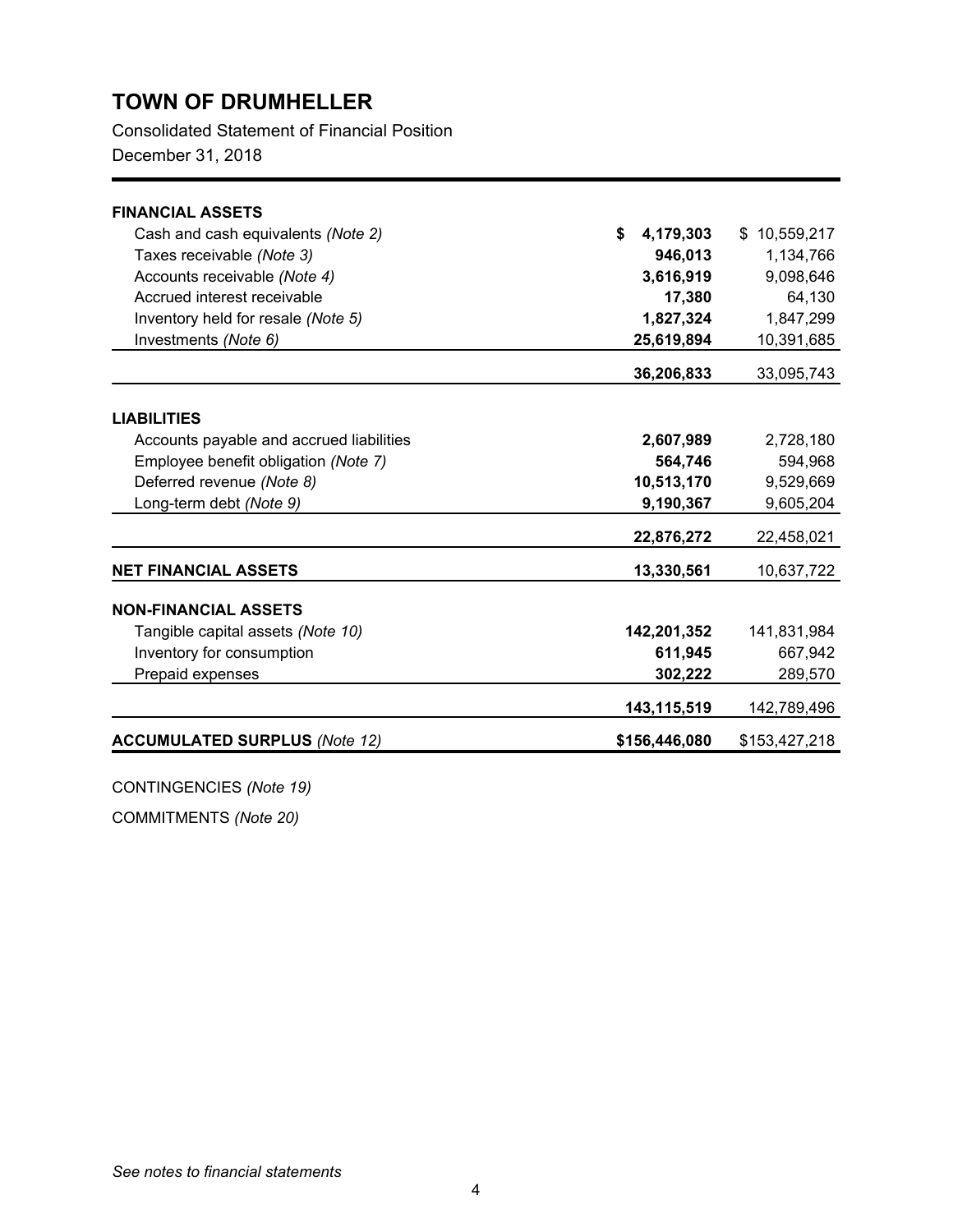# TOWN OF DRUMHELLER

Consolidated Statement of Financial Position

December 31, 2018

| | 2018 | 2017 |
|---|---|---|
| **FINANCIAL ASSETS** | | |
| Cash and cash equivalents *(Note 2)* | **$ 4,179,303** | $ 10,559,217 |
| Taxes receivable *(Note 3)* | **946,013** | 1,134,766 |
| Accounts receivable *(Note 4)* | **3,616,919** | 9,098,646 |
| Accrued interest receivable | **17,380** | 64,130 |
| Inventory held for resale *(Note 5)* | **1,827,324** | 1,847,299 |
| Investments *(Note 6)* | **25,619,894** | 10,391,685 |
| | **36,206,833** | 33,095,743 |
| **LIABILITIES** | | |
| Accounts payable and accrued liabilities | **2,607,989** | 2,728,180 |
| Employee benefit obligation *(Note 7)* | **564,746** | 594,968 |
| Deferred revenue *(Note 8)* | **10,513,170** | 9,529,669 |
| Long-term debt *(Note 9)* | **9,190,367** | 9,605,204 |
| | **22,876,272** | 22,458,021 |
| **NET FINANCIAL ASSETS** | **13,330,561** | 10,637,722 |
| **NON-FINANCIAL ASSETS** | | |
| Tangible capital assets *(Note 10)* | **142,201,352** | 141,831,984 |
| Inventory for consumption | **611,945** | 667,942 |
| Prepaid expenses | **302,222** | 289,570 |
| | **143,115,519** | 142,789,496 |
| **ACCUMULATED SURPLUS** *(Note 12)* | **$156,446,080** | $153,427,218 |

CONTINGENCIES *(Note 19)*

COMMITMENTS *(Note 20)*

*See notes to financial statements*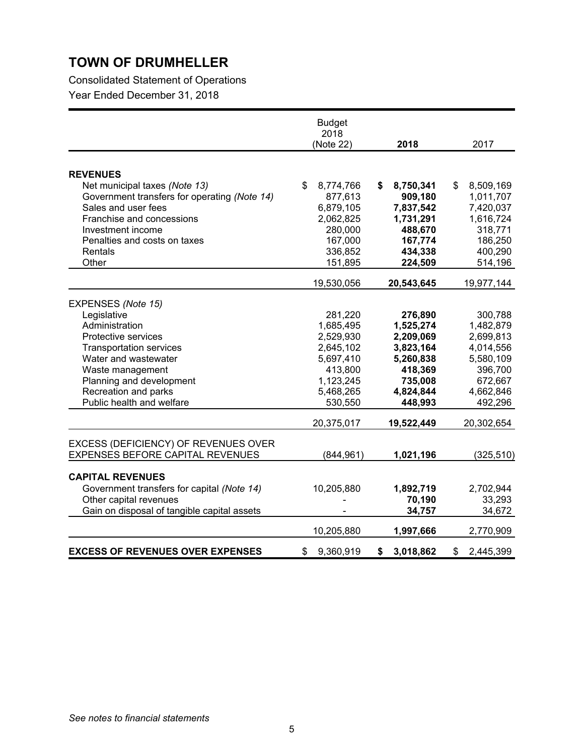# TOWN OF DRUMHELLER

Consolidated Statement of Operations

Year Ended December 31, 2018

| | Budget 2018 (Note 22) | **2018** | 2017 |
|---|---|---|---|
| **REVENUES** | | | |
| Net municipal taxes *(Note 13)* | $ 8,774,766 | **$ 8,750,341** | $ 8,509,169 |
| Government transfers for operating *(Note 14)* | 877,613 | **909,180** | 1,011,707 |
| Sales and user fees | 6,879,105 | **7,837,542** | 7,420,037 |
| Franchise and concessions | 2,062,825 | **1,731,291** | 1,616,724 |
| Investment income | 280,000 | **488,670** | 318,771 |
| Penalties and costs on taxes | 167,000 | **167,774** | 186,250 |
| Rentals | 336,852 | **434,338** | 400,290 |
| Other | 151,895 | **224,509** | 514,196 |
| | 19,530,056 | **20,543,645** | 19,977,144 |
| EXPENSES *(Note 15)* | | | |
| Legislative | 281,220 | **276,890** | 300,788 |
| Administration | 1,685,495 | **1,525,274** | 1,482,879 |
| Protective services | 2,529,930 | **2,209,069** | 2,699,813 |
| Transportation services | 2,645,102 | **3,823,164** | 4,014,556 |
| Water and wastewater | 5,697,410 | **5,260,838** | 5,580,109 |
| Waste management | 413,800 | **418,369** | 396,700 |
| Planning and development | 1,123,245 | **735,008** | 672,667 |
| Recreation and parks | 5,468,265 | **4,824,844** | 4,662,846 |
| Public health and welfare | 530,550 | **448,993** | 492,296 |
| | 20,375,017 | **19,522,449** | 20,302,654 |
| EXCESS (DEFICIENCY) OF REVENUES OVER EXPENSES BEFORE CAPITAL REVENUES | (844,961) | **1,021,196** | (325,510) |
| **CAPITAL REVENUES** | | | |
| Government transfers for capital *(Note 14)* | 10,205,880 | **1,892,719** | 2,702,944 |
| Other capital revenues | - | **70,190** | 33,293 |
| Gain on disposal of tangible capital assets | - | **34,757** | 34,672 |
| | 10,205,880 | **1,997,666** | 2,770,909 |
| **EXCESS OF REVENUES OVER EXPENSES** | $ 9,360,919 | **$ 3,018,862** | $ 2,445,399 |

*See notes to financial statements*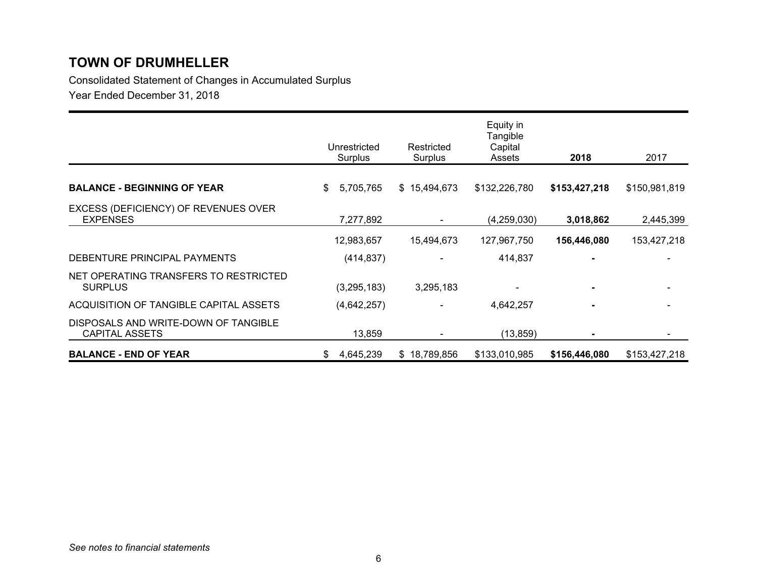# TOWN OF DRUMHELLER

Consolidated Statement of Changes in Accumulated Surplus

Year Ended December 31, 2018

| | Unrestricted Surplus | Restricted Surplus | Equity in Tangible Capital Assets | **2018** | 2017 |
|---|---|---|---|---|---|
| **BALANCE - BEGINNING OF YEAR** | $ 5,705,765 | $ 15,494,673 | $132,226,780 | **$153,427,218** | $150,981,819 |
| EXCESS (DEFICIENCY) OF REVENUES OVER EXPENSES | 7,277,892 | - | (4,259,030) | **3,018,862** | 2,445,399 |
| | 12,983,657 | 15,494,673 | 127,967,750 | **156,446,080** | 153,427,218 |
| DEBENTURE PRINCIPAL PAYMENTS | (414,837) | - | 414,837 | **-** | - |
| NET OPERATING TRANSFERS TO RESTRICTED SURPLUS | (3,295,183) | 3,295,183 | - | **-** | - |
| ACQUISITION OF TANGIBLE CAPITAL ASSETS | (4,642,257) | - | 4,642,257 | **-** | - |
| DISPOSALS AND WRITE-DOWN OF TANGIBLE CAPITAL ASSETS | 13,859 | - | (13,859) | **-** | - |
| **BALANCE - END OF YEAR** | $ 4,645,239 | $ 18,789,856 | $133,010,985 | **$156,446,080** | $153,427,218 |

*See notes to financial statements*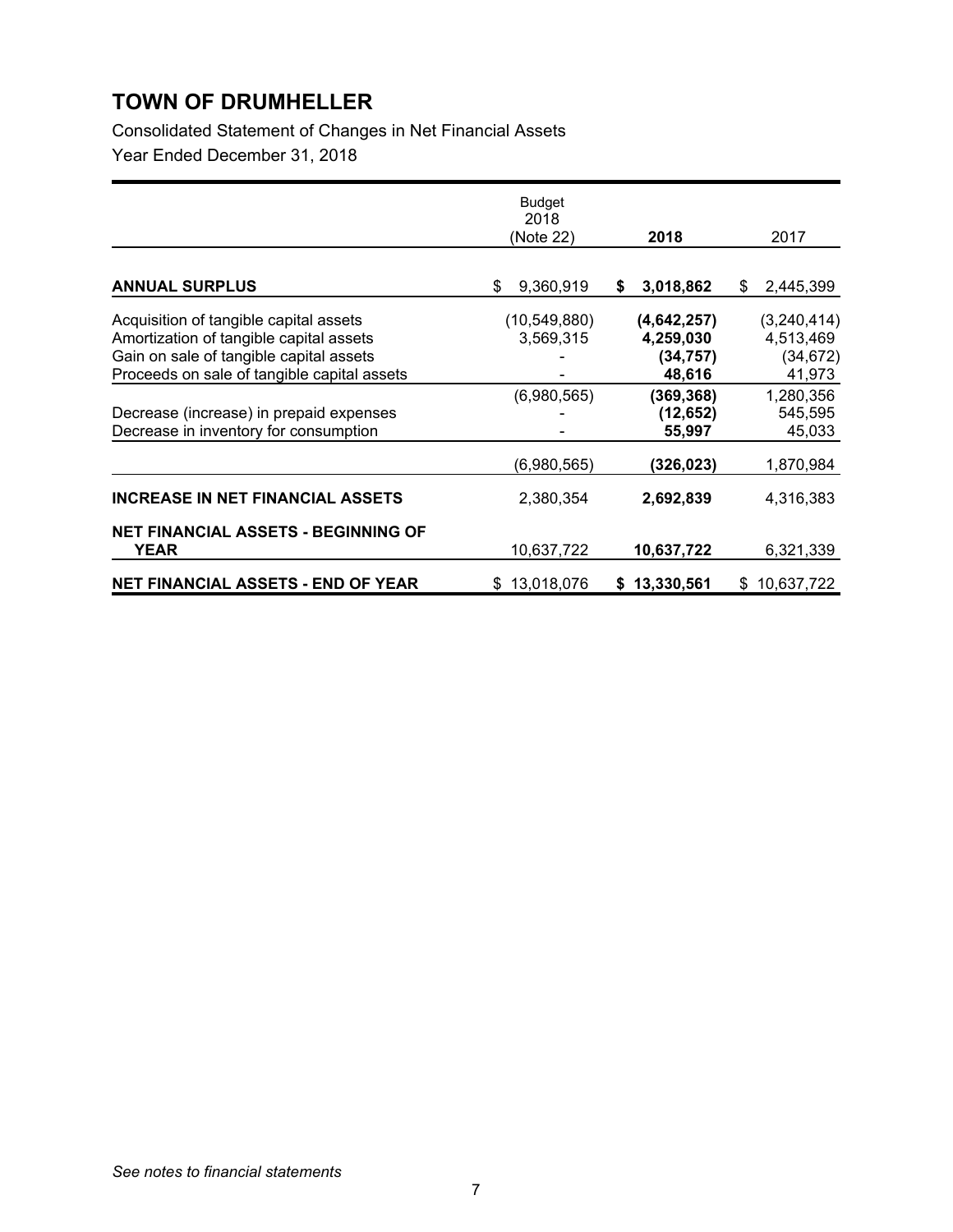# TOWN OF DRUMHELLER

Consolidated Statement of Changes in Net Financial Assets

Year Ended December 31, 2018

| | Budget 2018 (Note 22) | 2018 | 2017 |
|---|---|---|---|
| **ANNUAL SURPLUS** | $ 9,360,919 | **$ 3,018,862** | $ 2,445,399 |
| Acquisition of tangible capital assets | (10,549,880) | **(4,642,257)** | (3,240,414) |
| Amortization of tangible capital assets | 3,569,315 | **4,259,030** | 4,513,469 |
| Gain on sale of tangible capital assets | - | **(34,757)** | (34,672) |
| Proceeds on sale of tangible capital assets | - | **48,616** | 41,973 |
| | (6,980,565) | **(369,368)** | 1,280,356 |
| Decrease (increase) in prepaid expenses | - | **(12,652)** | 545,595 |
| Decrease in inventory for consumption | - | **55,997** | 45,033 |
| | (6,980,565) | **(326,023)** | 1,870,984 |
| **INCREASE IN NET FINANCIAL ASSETS** | 2,380,354 | **2,692,839** | 4,316,383 |
| **NET FINANCIAL ASSETS - BEGINNING OF YEAR** | 10,637,722 | **10,637,722** | 6,321,339 |
| **NET FINANCIAL ASSETS - END OF YEAR** | $ 13,018,076 | **$ 13,330,561** | $ 10,637,722 |

*See notes to financial statements*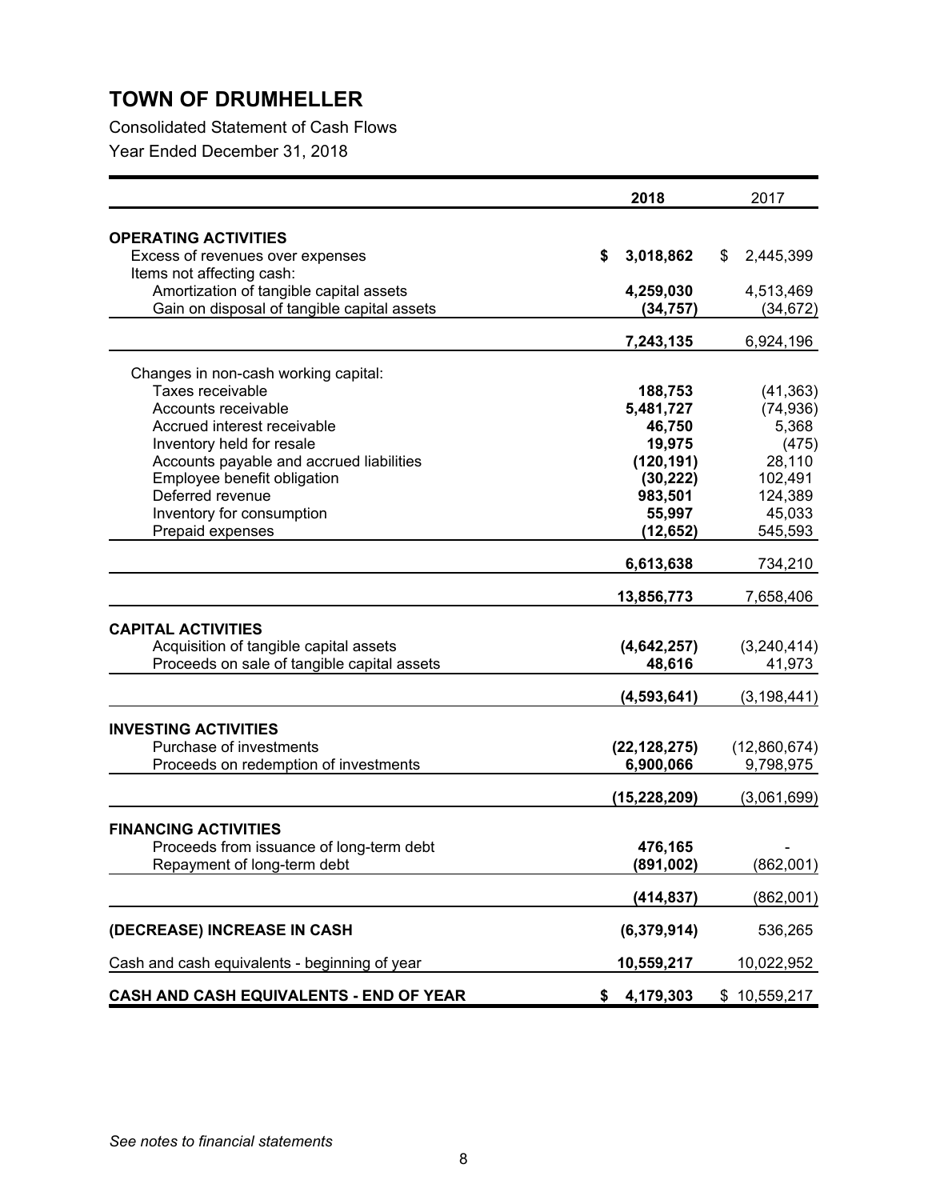# TOWN OF DRUMHELLER

Consolidated Statement of Cash Flows

Year Ended December 31, 2018

| | **2018** | 2017 |
|---|---|---|
| **OPERATING ACTIVITIES** | | |
| Excess of revenues over expenses | **$ 3,018,862** | $ 2,445,399 |
| Items not affecting cash: | | |
| Amortization of tangible capital assets | **4,259,030** | 4,513,469 |
| Gain on disposal of tangible capital assets | **(34,757)** | (34,672) |
| | **7,243,135** | 6,924,196 |
| Changes in non-cash working capital: | | |
| Taxes receivable | **188,753** | (41,363) |
| Accounts receivable | **5,481,727** | (74,936) |
| Accrued interest receivable | **46,750** | 5,368 |
| Inventory held for resale | **19,975** | (475) |
| Accounts payable and accrued liabilities | **(120,191)** | 28,110 |
| Employee benefit obligation | **(30,222)** | 102,491 |
| Deferred revenue | **983,501** | 124,389 |
| Inventory for consumption | **55,997** | 45,033 |
| Prepaid expenses | **(12,652)** | 545,593 |
| | **6,613,638** | 734,210 |
| | **13,856,773** | 7,658,406 |
| **CAPITAL ACTIVITIES** | | |
| Acquisition of tangible capital assets | **(4,642,257)** | (3,240,414) |
| Proceeds on sale of tangible capital assets | **48,616** | 41,973 |
| | **(4,593,641)** | (3,198,441) |
| **INVESTING ACTIVITIES** | | |
| Purchase of investments | **(22,128,275)** | (12,860,674) |
| Proceeds on redemption of investments | **6,900,066** | 9,798,975 |
| | **(15,228,209)** | (3,061,699) |
| **FINANCING ACTIVITIES** | | |
| Proceeds from issuance of long-term debt | **476,165** | - |
| Repayment of long-term debt | **(891,002)** | (862,001) |
| | **(414,837)** | (862,001) |
| **(DECREASE) INCREASE IN CASH** | **(6,379,914)** | 536,265 |
| Cash and cash equivalents - beginning of year | **10,559,217** | 10,022,952 |
| **CASH AND CASH EQUIVALENTS - END OF YEAR** | **$ 4,179,303** | $ 10,559,217 |

*See notes to financial statements*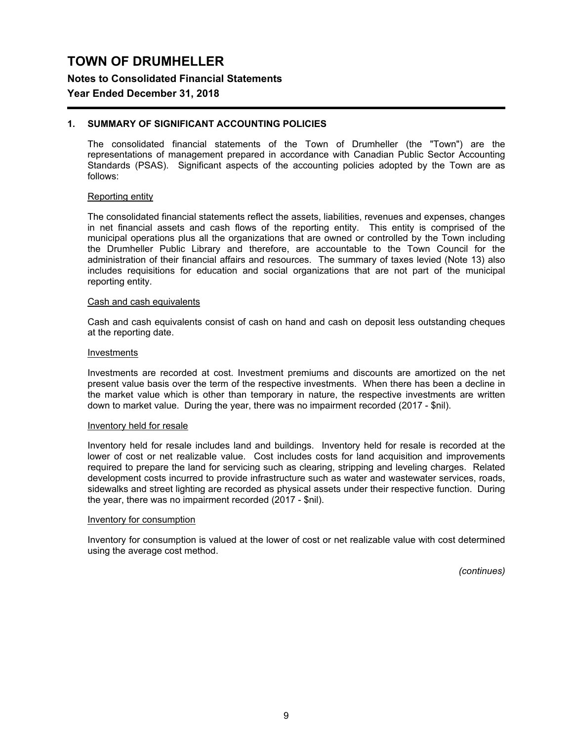# TOWN OF DRUMHELLER

## Notes to Consolidated Financial Statements

## Year Ended December 31, 2018

### 1. SUMMARY OF SIGNIFICANT ACCOUNTING POLICIES

The consolidated financial statements of the Town of Drumheller (the "Town") are the representations of management prepared in accordance with Canadian Public Sector Accounting Standards (PSAS). Significant aspects of the accounting policies adopted by the Town are as follows:

Reporting entity

The consolidated financial statements reflect the assets, liabilities, revenues and expenses, changes in net financial assets and cash flows of the reporting entity. This entity is comprised of the municipal operations plus all the organizations that are owned or controlled by the Town including the Drumheller Public Library and therefore, are accountable to the Town Council for the administration of their financial affairs and resources. The summary of taxes levied (Note 13) also includes requisitions for education and social organizations that are not part of the municipal reporting entity.

Cash and cash equivalents

Cash and cash equivalents consist of cash on hand and cash on deposit less outstanding cheques at the reporting date.

Investments

Investments are recorded at cost. Investment premiums and discounts are amortized on the net present value basis over the term of the respective investments. When there has been a decline in the market value which is other than temporary in nature, the respective investments are written down to market value. During the year, there was no impairment recorded (2017 - $nil).

Inventory held for resale

Inventory held for resale includes land and buildings. Inventory held for resale is recorded at the lower of cost or net realizable value. Cost includes costs for land acquisition and improvements required to prepare the land for servicing such as clearing, stripping and leveling charges. Related development costs incurred to provide infrastructure such as water and wastewater services, roads, sidewalks and street lighting are recorded as physical assets under their respective function. During the year, there was no impairment recorded (2017 - $nil).

Inventory for consumption

Inventory for consumption is valued at the lower of cost or net realizable value with cost determined using the average cost method.

*(continues)*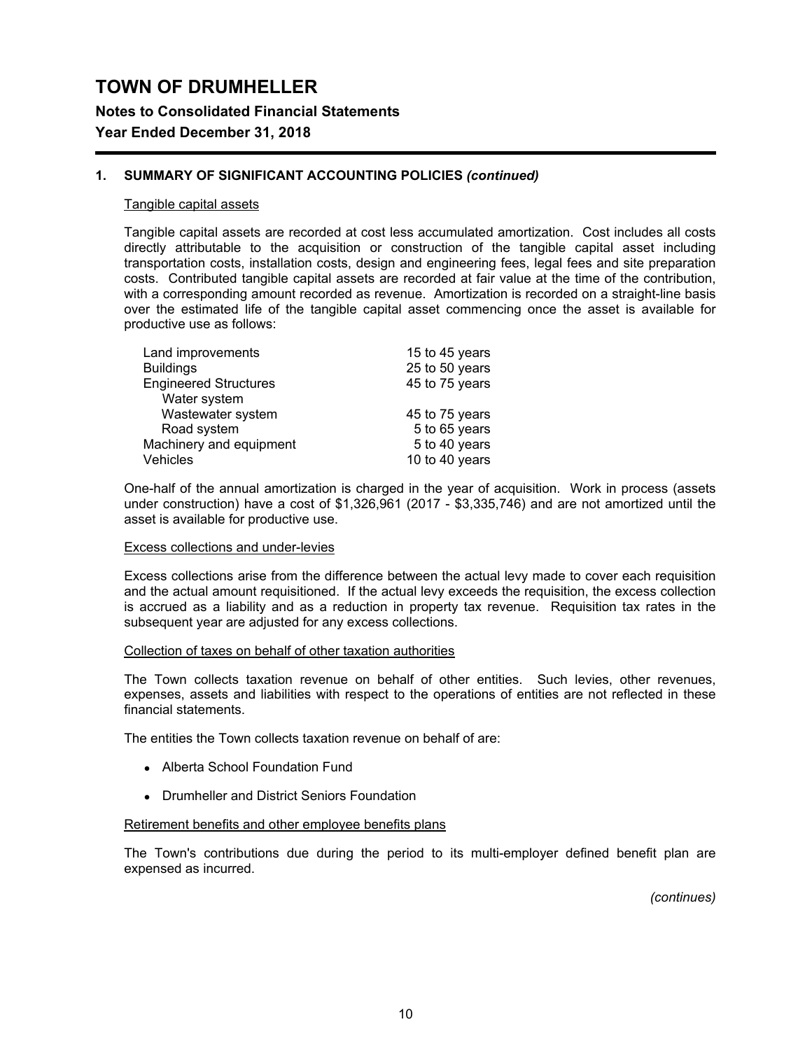# TOWN OF DRUMHELLER

## Notes to Consolidated Financial Statements

## Year Ended December 31, 2018

### 1. SUMMARY OF SIGNIFICANT ACCOUNTING POLICIES *(continued)*

Tangible capital assets

Tangible capital assets are recorded at cost less accumulated amortization. Cost includes all costs directly attributable to the acquisition or construction of the tangible capital asset including transportation costs, installation costs, design and engineering fees, legal fees and site preparation costs. Contributed tangible capital assets are recorded at fair value at the time of the contribution, with a corresponding amount recorded as revenue. Amortization is recorded on a straight-line basis over the estimated life of the tangible capital asset commencing once the asset is available for productive use as follows:

| | |
|---|---|
| Land improvements | 15 to 45 years |
| Buildings | 25 to 50 years |
| Engineered Structures | 45 to 75 years |
| Water system | |
| Wastewater system | 45 to 75 years |
| Road system | 5 to 65 years |
| Machinery and equipment | 5 to 40 years |
| Vehicles | 10 to 40 years |

One-half of the annual amortization is charged in the year of acquisition. Work in process (assets under construction) have a cost of $1,326,961 (2017 - $3,335,746) and are not amortized until the asset is available for productive use.

Excess collections and under-levies

Excess collections arise from the difference between the actual levy made to cover each requisition and the actual amount requisitioned. If the actual levy exceeds the requisition, the excess collection is accrued as a liability and as a reduction in property tax revenue. Requisition tax rates in the subsequent year are adjusted for any excess collections.

Collection of taxes on behalf of other taxation authorities

The Town collects taxation revenue on behalf of other entities. Such levies, other revenues, expenses, assets and liabilities with respect to the operations of entities are not reflected in these financial statements.

The entities the Town collects taxation revenue on behalf of are:

- Alberta School Foundation Fund
- Drumheller and District Seniors Foundation

Retirement benefits and other employee benefits plans

The Town's contributions due during the period to its multi-employer defined benefit plan are expensed as incurred.

*(continues)*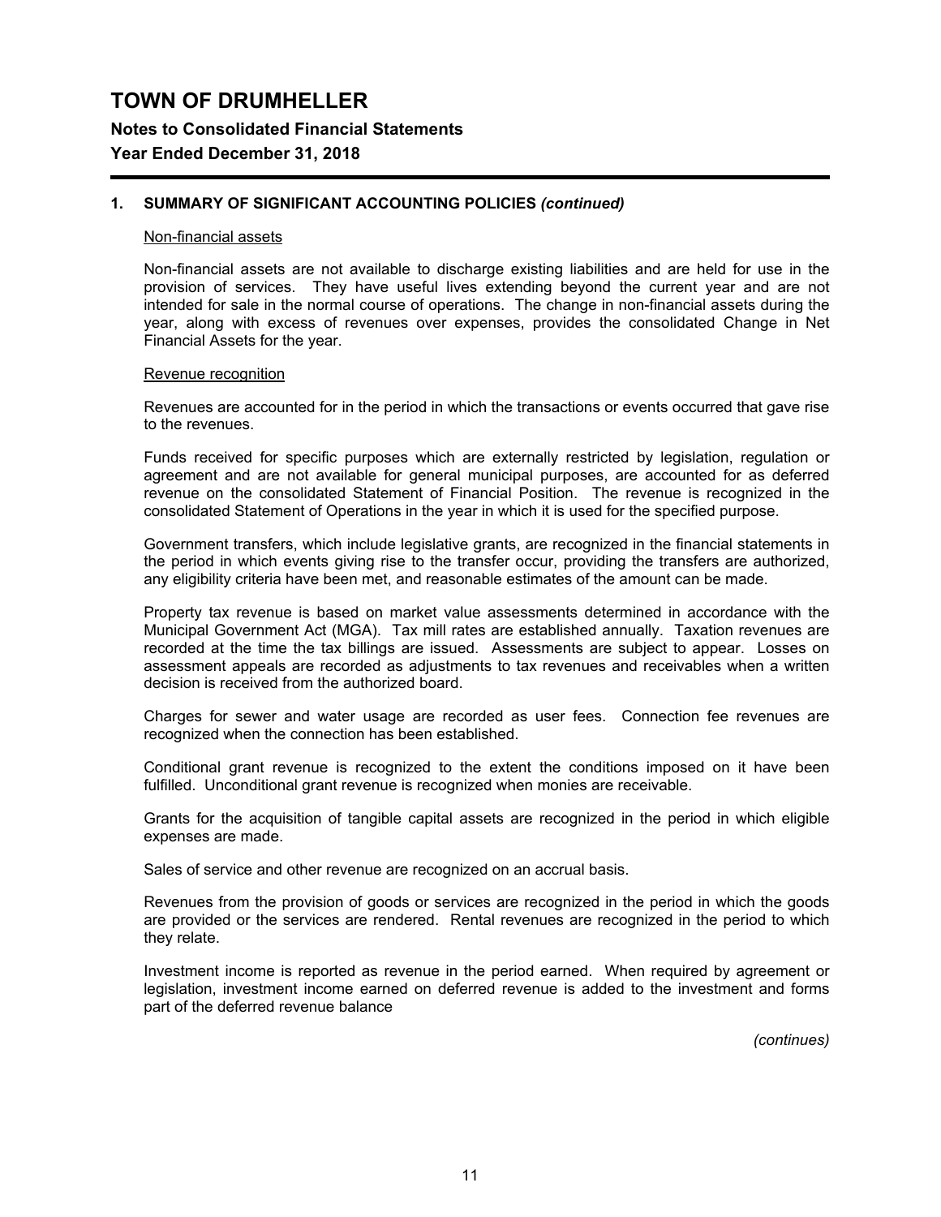# TOWN OF DRUMHELLER

## Notes to Consolidated Financial Statements

## Year Ended December 31, 2018

### 1. SUMMARY OF SIGNIFICANT ACCOUNTING POLICIES *(continued)*

Non-financial assets

Non-financial assets are not available to discharge existing liabilities and are held for use in the provision of services. They have useful lives extending beyond the current year and are not intended for sale in the normal course of operations. The change in non-financial assets during the year, along with excess of revenues over expenses, provides the consolidated Change in Net Financial Assets for the year.

Revenue recognition

Revenues are accounted for in the period in which the transactions or events occurred that gave rise to the revenues.

Funds received for specific purposes which are externally restricted by legislation, regulation or agreement and are not available for general municipal purposes, are accounted for as deferred revenue on the consolidated Statement of Financial Position. The revenue is recognized in the consolidated Statement of Operations in the year in which it is used for the specified purpose.

Government transfers, which include legislative grants, are recognized in the financial statements in the period in which events giving rise to the transfer occur, providing the transfers are authorized, any eligibility criteria have been met, and reasonable estimates of the amount can be made.

Property tax revenue is based on market value assessments determined in accordance with the Municipal Government Act (MGA). Tax mill rates are established annually. Taxation revenues are recorded at the time the tax billings are issued. Assessments are subject to appear. Losses on assessment appeals are recorded as adjustments to tax revenues and receivables when a written decision is received from the authorized board.

Charges for sewer and water usage are recorded as user fees. Connection fee revenues are recognized when the connection has been established.

Conditional grant revenue is recognized to the extent the conditions imposed on it have been fulfilled. Unconditional grant revenue is recognized when monies are receivable.

Grants for the acquisition of tangible capital assets are recognized in the period in which eligible expenses are made.

Sales of service and other revenue are recognized on an accrual basis.

Revenues from the provision of goods or services are recognized in the period in which the goods are provided or the services are rendered. Rental revenues are recognized in the period to which they relate.

Investment income is reported as revenue in the period earned. When required by agreement or legislation, investment income earned on deferred revenue is added to the investment and forms part of the deferred revenue balance

*(continues)*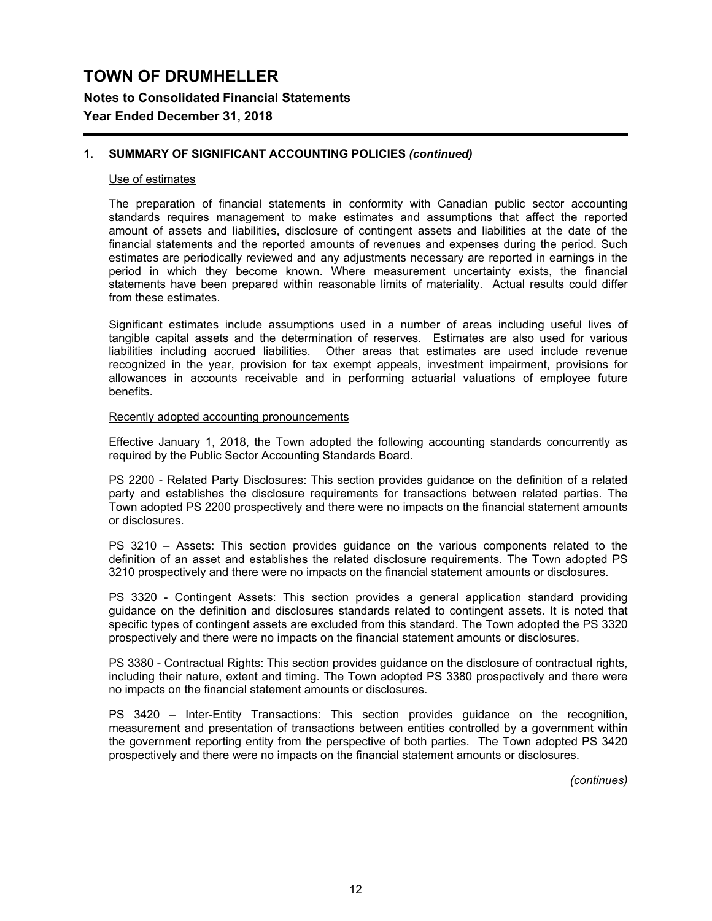## 1. SUMMARY OF SIGNIFICANT ACCOUNTING POLICIES *(continued)*

Use of estimates

The preparation of financial statements in conformity with Canadian public sector accounting standards requires management to make estimates and assumptions that affect the reported amount of assets and liabilities, disclosure of contingent assets and liabilities at the date of the financial statements and the reported amounts of revenues and expenses during the period. Such estimates are periodically reviewed and any adjustments necessary are reported in earnings in the period in which they become known. Where measurement uncertainty exists, the financial statements have been prepared within reasonable limits of materiality. Actual results could differ from these estimates.

Significant estimates include assumptions used in a number of areas including useful lives of tangible capital assets and the determination of reserves. Estimates are also used for various liabilities including accrued liabilities. Other areas that estimates are used include revenue recognized in the year, provision for tax exempt appeals, investment impairment, provisions for allowances in accounts receivable and in performing actuarial valuations of employee future benefits.

Recently adopted accounting pronouncements

Effective January 1, 2018, the Town adopted the following accounting standards concurrently as required by the Public Sector Accounting Standards Board.

PS 2200 - Related Party Disclosures: This section provides guidance on the definition of a related party and establishes the disclosure requirements for transactions between related parties. The Town adopted PS 2200 prospectively and there were no impacts on the financial statement amounts or disclosures.

PS 3210 – Assets: This section provides guidance on the various components related to the definition of an asset and establishes the related disclosure requirements. The Town adopted PS 3210 prospectively and there were no impacts on the financial statement amounts or disclosures.

PS 3320 - Contingent Assets: This section provides a general application standard providing guidance on the definition and disclosures standards related to contingent assets. It is noted that specific types of contingent assets are excluded from this standard. The Town adopted the PS 3320 prospectively and there were no impacts on the financial statement amounts or disclosures.

PS 3380 - Contractual Rights: This section provides guidance on the disclosure of contractual rights, including their nature, extent and timing. The Town adopted PS 3380 prospectively and there were no impacts on the financial statement amounts or disclosures.

PS 3420 – Inter-Entity Transactions: This section provides guidance on the recognition, measurement and presentation of transactions between entities controlled by a government within the government reporting entity from the perspective of both parties. The Town adopted PS 3420 prospectively and there were no impacts on the financial statement amounts or disclosures.

*(continues)*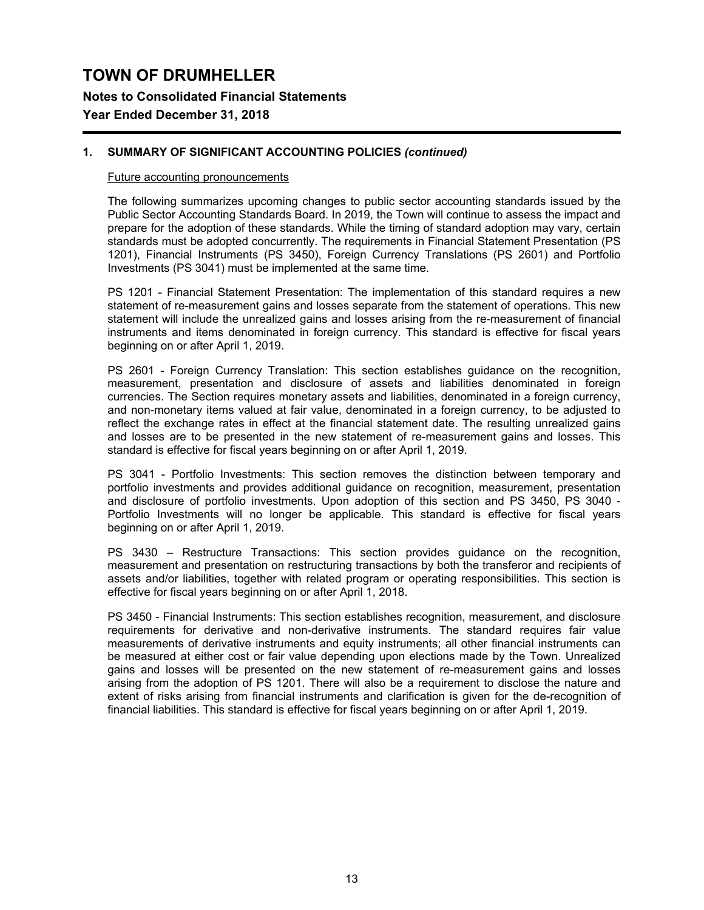# TOWN OF DRUMHELLER

**Notes to Consolidated Financial Statements**

**Year Ended December 31, 2018**

## 1. SUMMARY OF SIGNIFICANT ACCOUNTING POLICIES *(continued)*

Future accounting pronouncements

The following summarizes upcoming changes to public sector accounting standards issued by the Public Sector Accounting Standards Board. In 2019, the Town will continue to assess the impact and prepare for the adoption of these standards. While the timing of standard adoption may vary, certain standards must be adopted concurrently. The requirements in Financial Statement Presentation (PS 1201), Financial Instruments (PS 3450), Foreign Currency Translations (PS 2601) and Portfolio Investments (PS 3041) must be implemented at the same time.

PS 1201 - Financial Statement Presentation: The implementation of this standard requires a new statement of re-measurement gains and losses separate from the statement of operations. This new statement will include the unrealized gains and losses arising from the re-measurement of financial instruments and items denominated in foreign currency. This standard is effective for fiscal years beginning on or after April 1, 2019.

PS 2601 - Foreign Currency Translation: This section establishes guidance on the recognition, measurement, presentation and disclosure of assets and liabilities denominated in foreign currencies. The Section requires monetary assets and liabilities, denominated in a foreign currency, and non-monetary items valued at fair value, denominated in a foreign currency, to be adjusted to reflect the exchange rates in effect at the financial statement date. The resulting unrealized gains and losses are to be presented in the new statement of re-measurement gains and losses. This standard is effective for fiscal years beginning on or after April 1, 2019.

PS 3041 - Portfolio Investments: This section removes the distinction between temporary and portfolio investments and provides additional guidance on recognition, measurement, presentation and disclosure of portfolio investments. Upon adoption of this section and PS 3450, PS 3040 - Portfolio Investments will no longer be applicable. This standard is effective for fiscal years beginning on or after April 1, 2019.

PS 3430 – Restructure Transactions: This section provides guidance on the recognition, measurement and presentation on restructuring transactions by both the transferor and recipients of assets and/or liabilities, together with related program or operating responsibilities. This section is effective for fiscal years beginning on or after April 1, 2018.

PS 3450 - Financial Instruments: This section establishes recognition, measurement, and disclosure requirements for derivative and non-derivative instruments. The standard requires fair value measurements of derivative instruments and equity instruments; all other financial instruments can be measured at either cost or fair value depending upon elections made by the Town. Unrealized gains and losses will be presented on the new statement of re-measurement gains and losses arising from the adoption of PS 1201. There will also be a requirement to disclose the nature and extent of risks arising from financial instruments and clarification is given for the de-recognition of financial liabilities. This standard is effective for fiscal years beginning on or after April 1, 2019.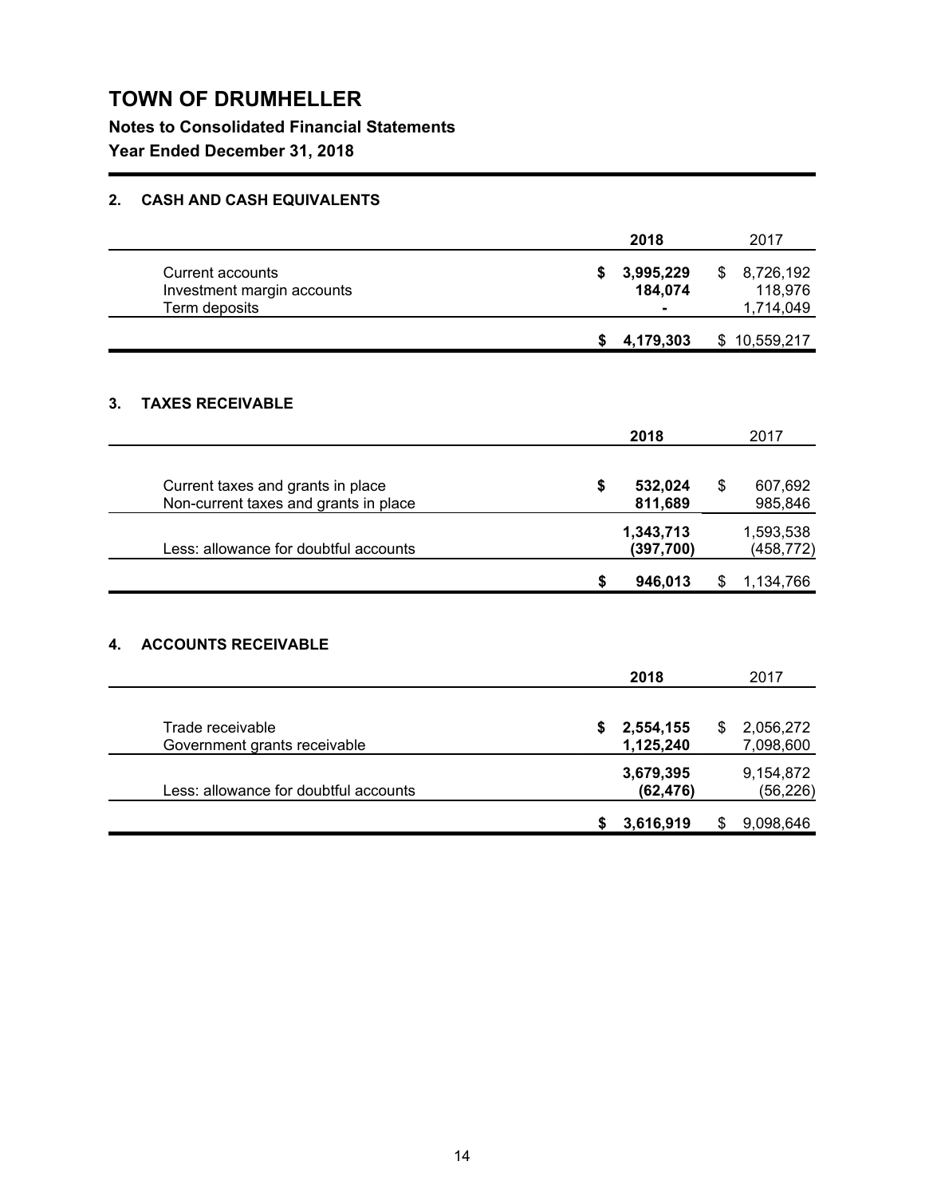# TOWN OF DRUMHELLER

**Notes to Consolidated Financial Statements**

**Year Ended December 31, 2018**

## 2. CASH AND CASH EQUIVALENTS

| | 2018 | 2017 |
|---|---|---|
| Current accounts | **$ 3,995,229** | $ 8,726,192 |
| Investment margin accounts | **184,074** | 118,976 |
| Term deposits | **-** | 1,714,049 |
| | **$ 4,179,303** | $ 10,559,217 |

## 3. TAXES RECEIVABLE

| | 2018 | 2017 |
|---|---|---|
| Current taxes and grants in place | **$ 532,024** | $ 607,692 |
| Non-current taxes and grants in place | **811,689** | 985,846 |
| | **1,343,713** | 1,593,538 |
| Less: allowance for doubtful accounts | **(397,700)** | (458,772) |
| | **$ 946,013** | $ 1,134,766 |

## 4. ACCOUNTS RECEIVABLE

| | 2018 | 2017 |
|---|---|---|
| Trade receivable | **$ 2,554,155** | $ 2,056,272 |
| Government grants receivable | **1,125,240** | 7,098,600 |
| | **3,679,395** | 9,154,872 |
| Less: allowance for doubtful accounts | **(62,476)** | (56,226) |
| | **$ 3,616,919** | $ 9,098,646 |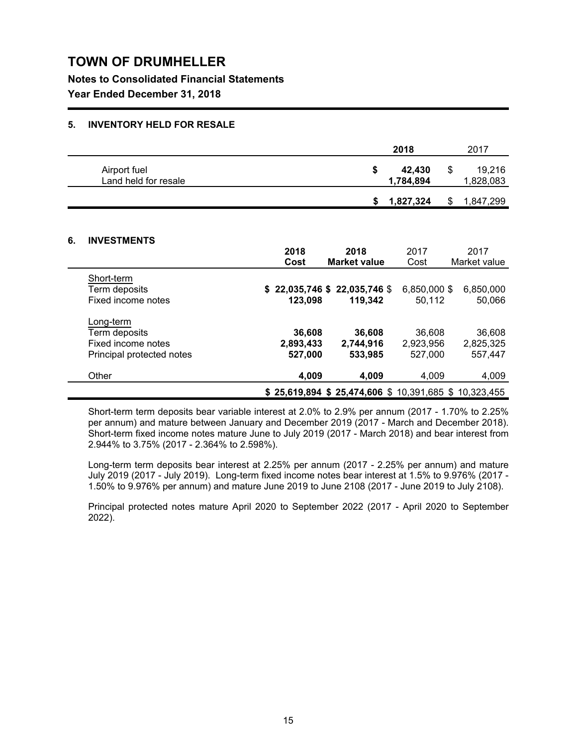# TOWN OF DRUMHELLER

**Notes to Consolidated Financial Statements**

**Year Ended December 31, 2018**

## 5. INVENTORY HELD FOR RESALE

| | 2018 | 2017 |
|---|---|---|
| Airport fuel | $ 42,430 | $ 19,216 |
| Land held for resale | 1,784,894 | 1,828,083 |
| | $ 1,827,324 | $ 1,847,299 |

## 6. INVESTMENTS

| | 2018 Cost | 2018 Market value | 2017 Cost | 2017 Market value |
|---|---|---|---|---|
| Short-term | | | | |
| Term deposits | $ 22,035,746 | $ 22,035,746 | $ 6,850,000 | $ 6,850,000 |
| Fixed income notes | 123,098 | 119,342 | 50,112 | 50,066 |
| Long-term | | | | |
| Term deposits | 36,608 | 36,608 | 36,608 | 36,608 |
| Fixed income notes | 2,893,433 | 2,744,916 | 2,923,956 | 2,825,325 |
| Principal protected notes | 527,000 | 533,985 | 527,000 | 557,447 |
| Other | 4,009 | 4,009 | 4,009 | 4,009 |
| | $ 25,619,894 | $ 25,474,606 | $ 10,391,685 | $ 10,323,455 |

Short-term term deposits bear variable interest at 2.0% to 2.9% per annum (2017 - 1.70% to 2.25% per annum) and mature between January and December 2019 (2017 - March and December 2018). Short-term fixed income notes mature June to July 2019 (2017 - March 2018) and bear interest from 2.944% to 3.75% (2017 - 2.364% to 2.598%).

Long-term term deposits bear interest at 2.25% per annum (2017 - 2.25% per annum) and mature July 2019 (2017 - July 2019). Long-term fixed income notes bear interest at 1.5% to 9.976% (2017 - 1.50% to 9.976% per annum) and mature June 2019 to June 2108 (2017 - June 2019 to July 2108).

Principal protected notes mature April 2020 to September 2022 (2017 - April 2020 to September 2022).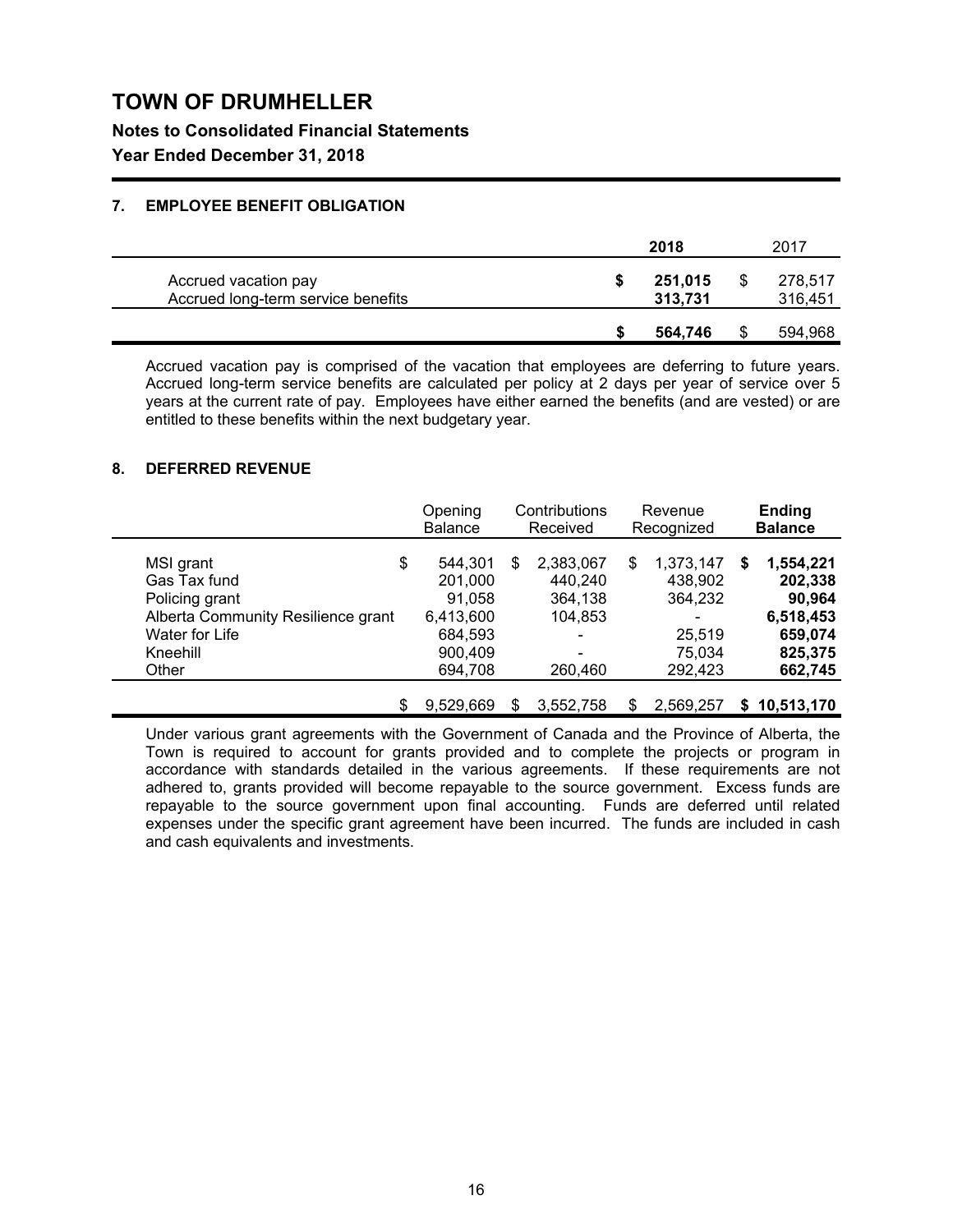# TOWN OF DRUMHELLER

**Notes to Consolidated Financial Statements**

**Year Ended December 31, 2018**

## 7. EMPLOYEE BENEFIT OBLIGATION

| | **2018** | 2017 |
|---|---|---|
| Accrued vacation pay | **$ 251,015** | $ 278,517 |
| Accrued long-term service benefits | **313,731** | 316,451 |
| | **$ 564,746** | $ 594,968 |

Accrued vacation pay is comprised of the vacation that employees are deferring to future years. Accrued long-term service benefits are calculated per policy at 2 days per year of service over 5 years at the current rate of pay. Employees have either earned the benefits (and are vested) or are entitled to these benefits within the next budgetary year.

## 8. DEFERRED REVENUE

| | Opening Balance | Contributions Received | Revenue Recognized | **Ending Balance** |
|---|---|---|---|---|
| MSI grant | $ 544,301 | $ 2,383,067 | $ 1,373,147 | **$ 1,554,221** |
| Gas Tax fund | 201,000 | 440,240 | 438,902 | **202,338** |
| Policing grant | 91,058 | 364,138 | 364,232 | **90,964** |
| Alberta Community Resilience grant | 6,413,600 | 104,853 | - | **6,518,453** |
| Water for Life | 684,593 | - | 25,519 | **659,074** |
| Kneehill | 900,409 | - | 75,034 | **825,375** |
| Other | 694,708 | 260,460 | 292,423 | **662,745** |
| | $ 9,529,669 | $ 3,552,758 | $ 2,569,257 | **$ 10,513,170** |

Under various grant agreements with the Government of Canada and the Province of Alberta, the Town is required to account for grants provided and to complete the projects or program in accordance with standards detailed in the various agreements. If these requirements are not adhered to, grants provided will become repayable to the source government. Excess funds are repayable to the source government upon final accounting. Funds are deferred until related expenses under the specific grant agreement have been incurred. The funds are included in cash and cash equivalents and investments.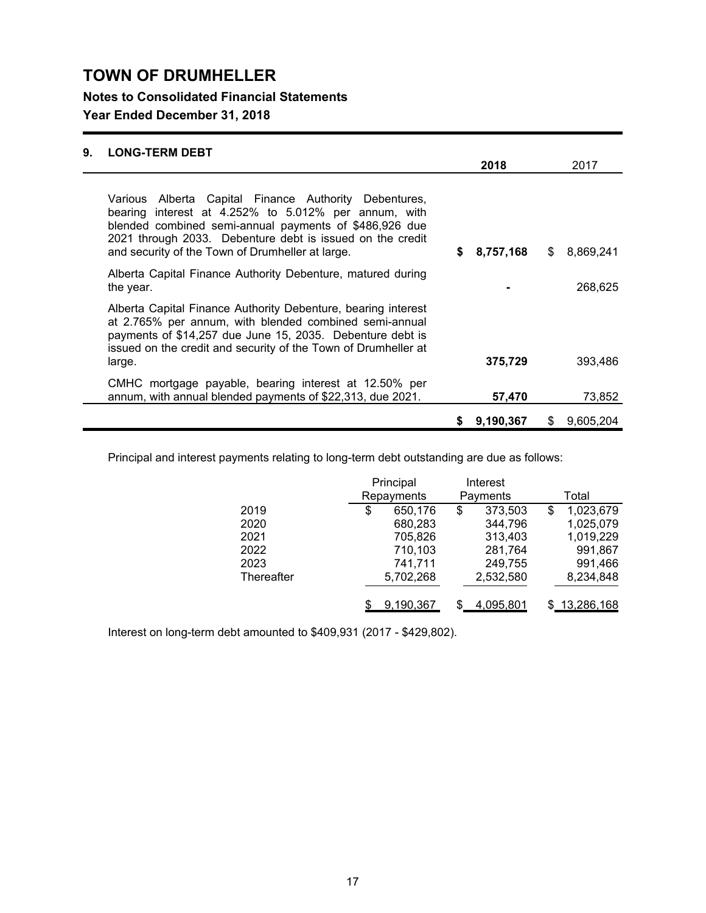# TOWN OF DRUMHELLER

**Notes to Consolidated Financial Statements**

**Year Ended December 31, 2018**

## 9. LONG-TERM DEBT

| | 2018 | 2017 |
|---|---|---|
| Various Alberta Capital Finance Authority Debentures, bearing interest at 4.252% to 5.012% per annum, with blended combined semi-annual payments of $486,926 due 2021 through 2033. Debenture debt is issued on the credit and security of the Town of Drumheller at large. | **$ 8,757,168** | $ 8,869,241 |
| Alberta Capital Finance Authority Debenture, matured during the year. | **-** | 268,625 |
| Alberta Capital Finance Authority Debenture, bearing interest at 2.765% per annum, with blended combined semi-annual payments of $14,257 due June 15, 2035. Debenture debt is issued on the credit and security of the Town of Drumheller at large. | **375,729** | 393,486 |
| CMHC mortgage payable, bearing interest at 12.50% per annum, with annual blended payments of $22,313, due 2021. | **57,470** | 73,852 |
| | **$ 9,190,367** | $ 9,605,204 |

Principal and interest payments relating to long-term debt outstanding are due as follows:

| | Principal Repayments | Interest Payments | Total |
|---|---|---|---|
| 2019 | $ 650,176 | $ 373,503 | $ 1,023,679 |
| 2020 | 680,283 | 344,796 | 1,025,079 |
| 2021 | 705,826 | 313,403 | 1,019,229 |
| 2022 | 710,103 | 281,764 | 991,867 |
| 2023 | 741,711 | 249,755 | 991,466 |
| Thereafter | 5,702,268 | 2,532,580 | 8,234,848 |
| | $ 9,190,367 | $ 4,095,801 | $ 13,286,168 |

Interest on long-term debt amounted to $409,931 (2017 - $429,802).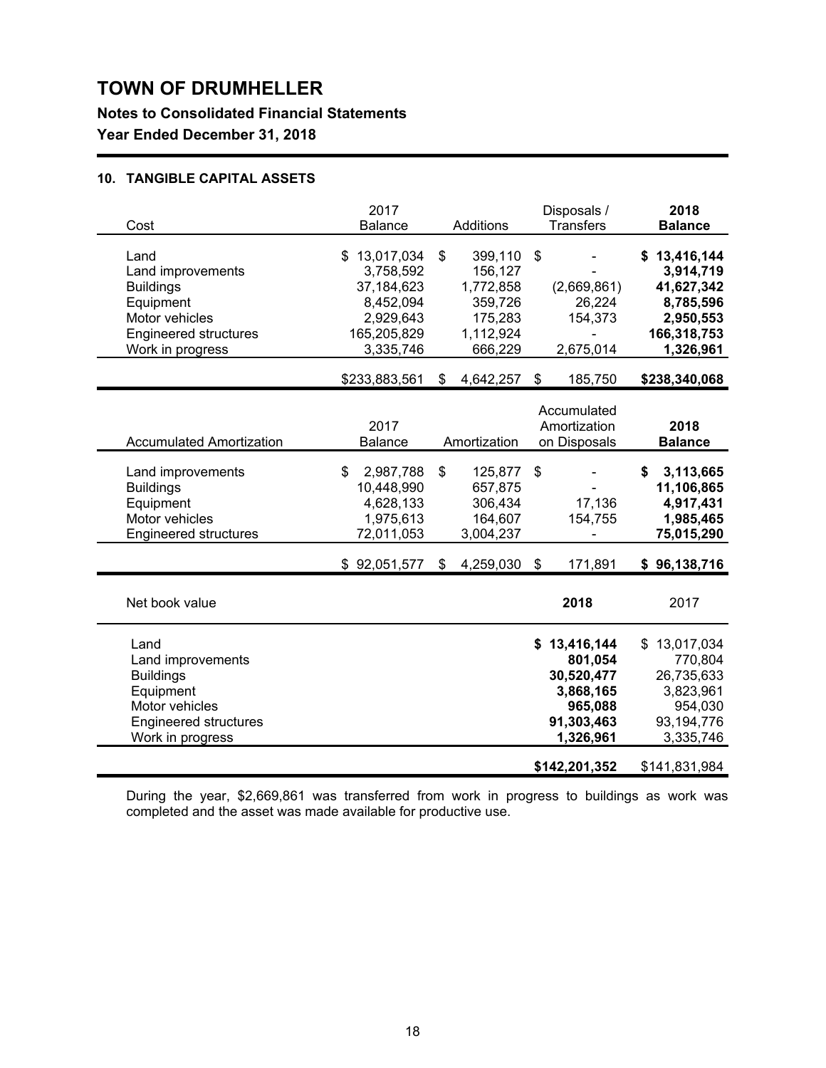# TOWN OF DRUMHELLER

## Notes to Consolidated Financial Statements

## Year Ended December 31, 2018

### 10. TANGIBLE CAPITAL ASSETS

| Cost | 2017 Balance | Additions | Disposals / Transfers | **2018 Balance** |
|---|---|---|---|---|
| Land | $ 13,017,034 | $ 399,110 | $ - | **$ 13,416,144** |
| Land improvements | 3,758,592 | 156,127 | - | **3,914,719** |
| Buildings | 37,184,623 | 1,772,858 | (2,669,861) | **41,627,342** |
| Equipment | 8,452,094 | 359,726 | 26,224 | **8,785,596** |
| Motor vehicles | 2,929,643 | 175,283 | 154,373 | **2,950,553** |
| Engineered structures | 165,205,829 | 1,112,924 | - | **166,318,753** |
| Work in progress | 3,335,746 | 666,229 | 2,675,014 | **1,326,961** |
| | $233,883,561 | $ 4,642,257 | $ 185,750 | **$238,340,068** |

| Accumulated Amortization | 2017 Balance | Amortization | Accumulated Amortization on Disposals | **2018 Balance** |
|---|---|---|---|---|
| Land improvements | $ 2,987,788 | $ 125,877 | $ - | **$ 3,113,665** |
| Buildings | 10,448,990 | 657,875 | - | **11,106,865** |
| Equipment | 4,628,133 | 306,434 | 17,136 | **4,917,431** |
| Motor vehicles | 1,975,613 | 164,607 | 154,755 | **1,985,465** |
| Engineered structures | 72,011,053 | 3,004,237 | - | **75,015,290** |
| | $ 92,051,577 | $ 4,259,030 | $ 171,891 | **$ 96,138,716** |

| Net book value | **2018** | 2017 |
|---|---|---|
| Land | **$ 13,416,144** | $ 13,017,034 |
| Land improvements | **801,054** | 770,804 |
| Buildings | **30,520,477** | 26,735,633 |
| Equipment | **3,868,165** | 3,823,961 |
| Motor vehicles | **965,088** | 954,030 |
| Engineered structures | **91,303,463** | 93,194,776 |
| Work in progress | **1,326,961** | 3,335,746 |
| | **$142,201,352** | $141,831,984 |

During the year, $2,669,861 was transferred from work in progress to buildings as work was completed and the asset was made available for productive use.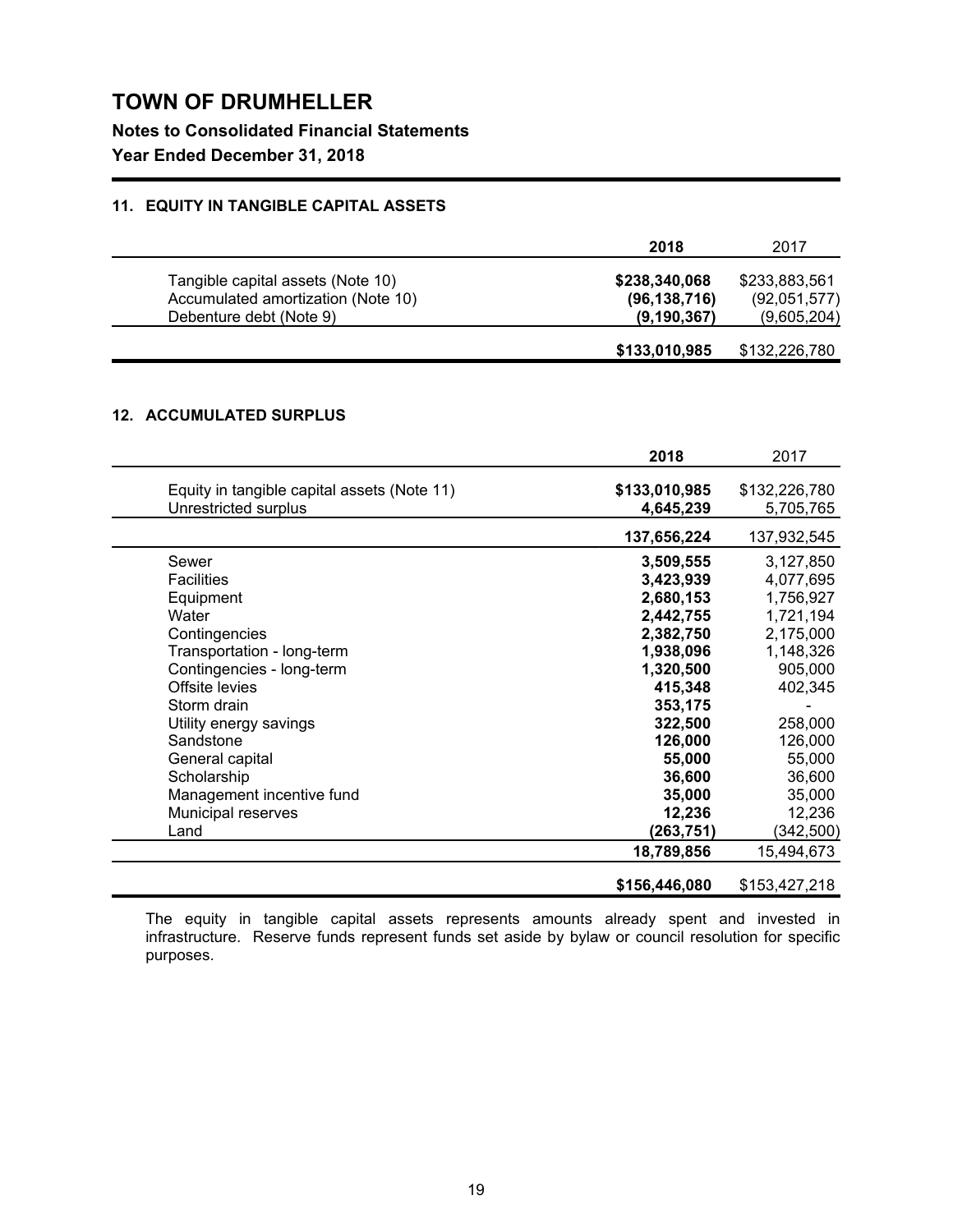# TOWN OF DRUMHELLER

**Notes to Consolidated Financial Statements**

**Year Ended December 31, 2018**

### 11. EQUITY IN TANGIBLE CAPITAL ASSETS

| | 2018 | 2017 |
|---|---|---|
| Tangible capital assets (Note 10) | **$238,340,068** | $233,883,561 |
| Accumulated amortization (Note 10) | **(96,138,716)** | (92,051,577) |
| Debenture debt (Note 9) | **(9,190,367)** | (9,605,204) |
| | **$133,010,985** | $132,226,780 |

### 12. ACCUMULATED SURPLUS

| | 2018 | 2017 |
|---|---|---|
| Equity in tangible capital assets (Note 11) | **$133,010,985** | $132,226,780 |
| Unrestricted surplus | **4,645,239** | 5,705,765 |
| | **137,656,224** | 137,932,545 |
| Sewer | **3,509,555** | 3,127,850 |
| Facilities | **3,423,939** | 4,077,695 |
| Equipment | **2,680,153** | 1,756,927 |
| Water | **2,442,755** | 1,721,194 |
| Contingencies | **2,382,750** | 2,175,000 |
| Transportation - long-term | **1,938,096** | 1,148,326 |
| Contingencies - long-term | **1,320,500** | 905,000 |
| Offsite levies | **415,348** | 402,345 |
| Storm drain | **353,175** | - |
| Utility energy savings | **322,500** | 258,000 |
| Sandstone | **126,000** | 126,000 |
| General capital | **55,000** | 55,000 |
| Scholarship | **36,600** | 36,600 |
| Management incentive fund | **35,000** | 35,000 |
| Municipal reserves | **12,236** | 12,236 |
| Land | **(263,751)** | (342,500) |
| | **18,789,856** | 15,494,673 |
| | **$156,446,080** | $153,427,218 |

The equity in tangible capital assets represents amounts already spent and invested in infrastructure. Reserve funds represent funds set aside by bylaw or council resolution for specific purposes.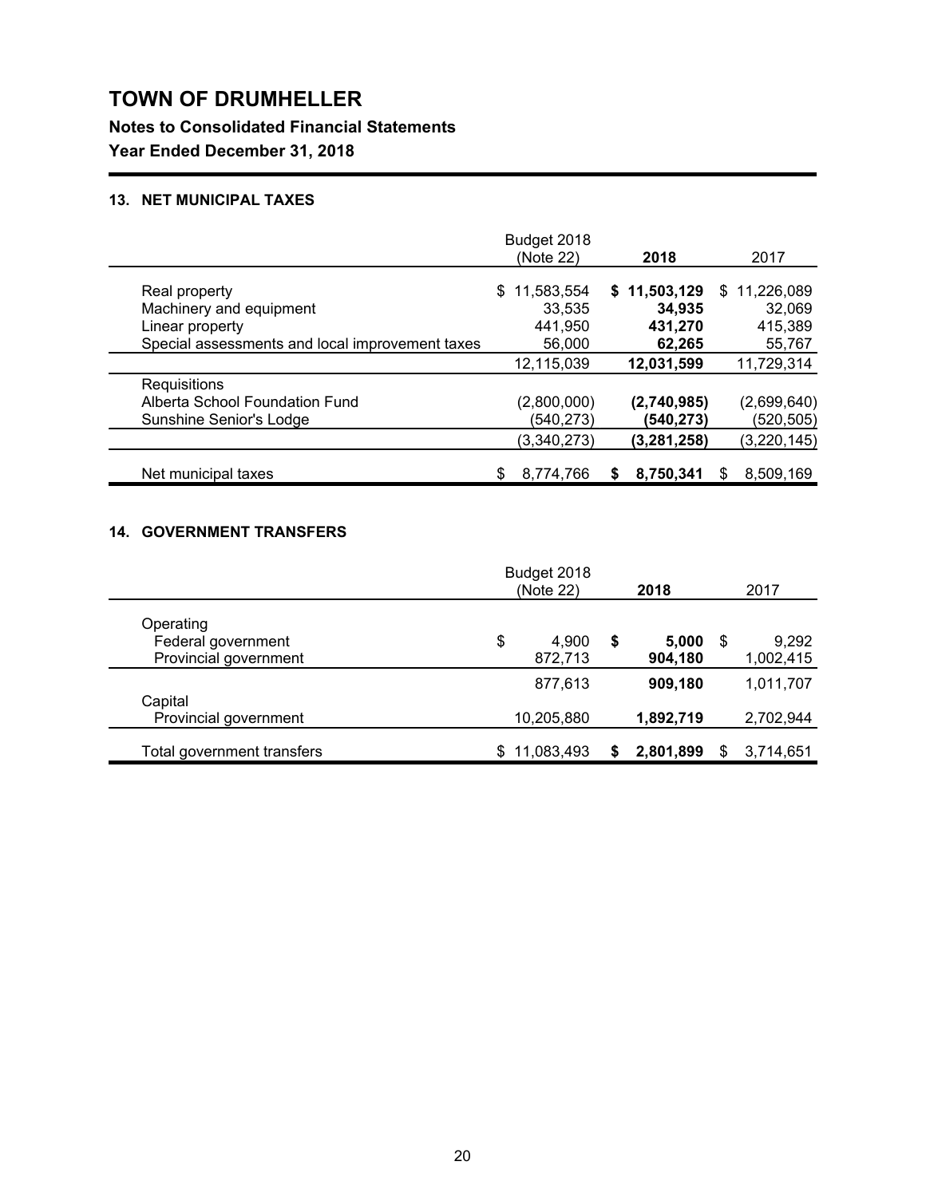# TOWN OF DRUMHELLER

**Notes to Consolidated Financial Statements**

**Year Ended December 31, 2018**

## 13. NET MUNICIPAL TAXES

| | Budget 2018 (Note 22) | **2018** | 2017 |
|---|---|---|---|
| Real property | $ 11,583,554 | **$ 11,503,129** | $ 11,226,089 |
| Machinery and equipment | 33,535 | **34,935** | 32,069 |
| Linear property | 441,950 | **431,270** | 415,389 |
| Special assessments and local improvement taxes | 56,000 | **62,265** | 55,767 |
| | 12,115,039 | **12,031,599** | 11,729,314 |
| Requisitions | | | |
| Alberta School Foundation Fund | (2,800,000) | **(2,740,985)** | (2,699,640) |
| Sunshine Senior's Lodge | (540,273) | **(540,273)** | (520,505) |
| | (3,340,273) | **(3,281,258)** | (3,220,145) |
| Net municipal taxes | $ 8,774,766 | **$ 8,750,341** | $ 8,509,169 |

## 14. GOVERNMENT TRANSFERS

| | Budget 2018 (Note 22) | **2018** | 2017 |
|---|---|---|---|
| Operating | | | |
| Federal government | $ 4,900 | **$ 5,000** | $ 9,292 |
| Provincial government | 872,713 | **904,180** | 1,002,415 |
| | 877,613 | **909,180** | 1,011,707 |
| Capital | | | |
| Provincial government | 10,205,880 | **1,892,719** | 2,702,944 |
| Total government transfers | $ 11,083,493 | **$ 2,801,899** | $ 3,714,651 |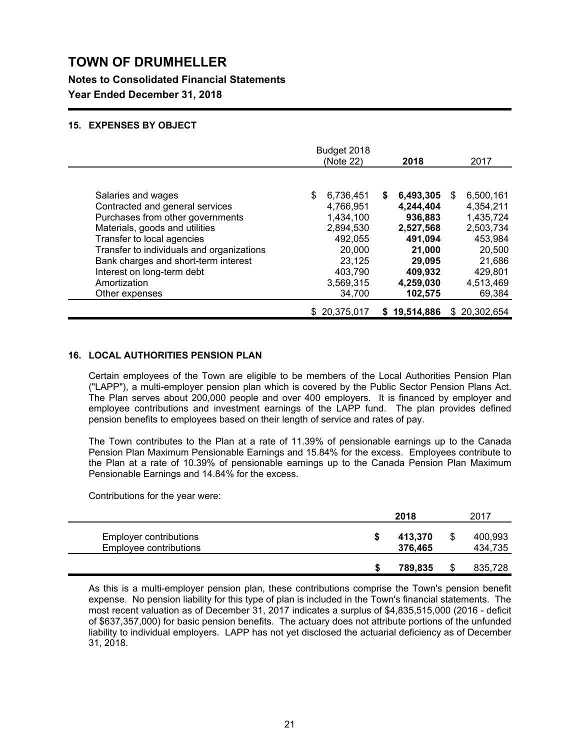# TOWN OF DRUMHELLER

**Notes to Consolidated Financial Statements**

**Year Ended December 31, 2018**

### 15. EXPENSES BY OBJECT

| | Budget 2018 (Note 22) | 2018 | 2017 |
|---|---|---|---|
| Salaries and wages | $ 6,736,451 | **$ 6,493,305** | $ 6,500,161 |
| Contracted and general services | 4,766,951 | **4,244,404** | 4,354,211 |
| Purchases from other governments | 1,434,100 | **936,883** | 1,435,724 |
| Materials, goods and utilities | 2,894,530 | **2,527,568** | 2,503,734 |
| Transfer to local agencies | 492,055 | **491,094** | 453,984 |
| Transfer to individuals and organizations | 20,000 | **21,000** | 20,500 |
| Bank charges and short-term interest | 23,125 | **29,095** | 21,686 |
| Interest on long-term debt | 403,790 | **409,932** | 429,801 |
| Amortization | 3,569,315 | **4,259,030** | 4,513,469 |
| Other expenses | 34,700 | **102,575** | 69,384 |
| | $ 20,375,017 | **$ 19,514,886** | $ 20,302,654 |

### 16. LOCAL AUTHORITIES PENSION PLAN

Certain employees of the Town are eligible to be members of the Local Authorities Pension Plan ("LAPP"), a multi-employer pension plan which is covered by the Public Sector Pension Plans Act. The Plan serves about 200,000 people and over 400 employers. It is financed by employer and employee contributions and investment earnings of the LAPP fund. The plan provides defined pension benefits to employees based on their length of service and rates of pay.

The Town contributes to the Plan at a rate of 11.39% of pensionable earnings up to the Canada Pension Plan Maximum Pensionable Earnings and 15.84% for the excess. Employees contribute to the Plan at a rate of 10.39% of pensionable earnings up to the Canada Pension Plan Maximum Pensionable Earnings and 14.84% for the excess.

Contributions for the year were:

| | 2018 | 2017 |
|---|---|---|
| Employer contributions | **$ 413,370** | $ 400,993 |
| Employee contributions | **376,465** | 434,735 |
| | **$ 789,835** | $ 835,728 |

As this is a multi-employer pension plan, these contributions comprise the Town's pension benefit expense. No pension liability for this type of plan is included in the Town's financial statements. The most recent valuation as of December 31, 2017 indicates a surplus of $4,835,515,000 (2016 - deficit of $637,357,000) for basic pension benefits. The actuary does not attribute portions of the unfunded liability to individual employers. LAPP has not yet disclosed the actuarial deficiency as of December 31, 2018.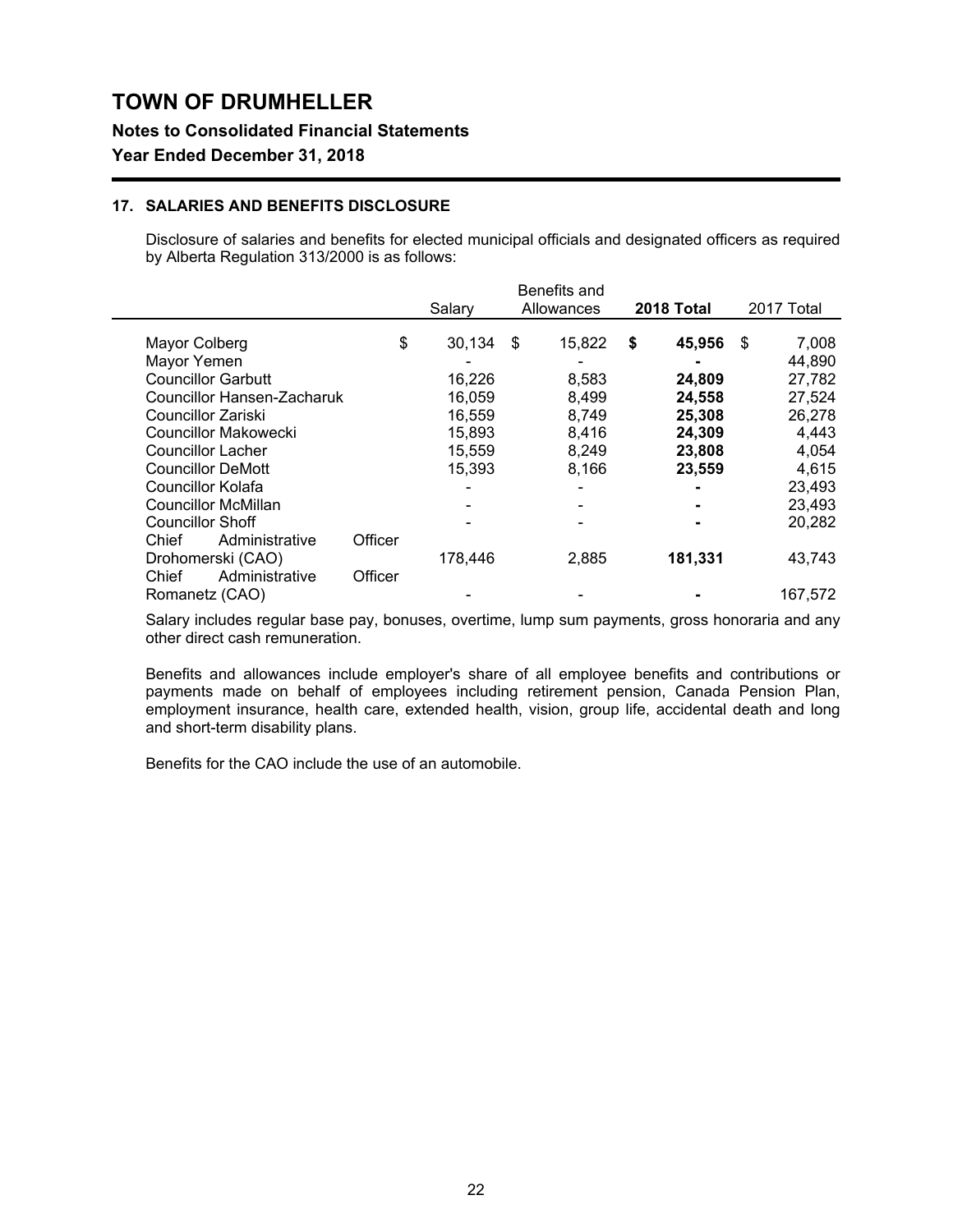# TOWN OF DRUMHELLER

**Notes to Consolidated Financial Statements**

**Year Ended December 31, 2018**

### 17. SALARIES AND BENEFITS DISCLOSURE

Disclosure of salaries and benefits for elected municipal officials and designated officers as required by Alberta Regulation 313/2000 is as follows:

| | Salary | Benefits and Allowances | **2018 Total** | 2017 Total |
|---|---|---|---|---|
| Mayor Colberg | $ 30,134 | $ 15,822 | **$ 45,956** | $ 7,008 |
| Mayor Yemen | - | - | **-** | 44,890 |
| Councillor Garbutt | 16,226 | 8,583 | **24,809** | 27,782 |
| Councillor Hansen-Zacharuk | 16,059 | 8,499 | **24,558** | 27,524 |
| Councillor Zariski | 16,559 | 8,749 | **25,308** | 26,278 |
| Councillor Makowecki | 15,893 | 8,416 | **24,309** | 4,443 |
| Councillor Lacher | 15,559 | 8,249 | **23,808** | 4,054 |
| Councillor DeMott | 15,393 | 8,166 | **23,559** | 4,615 |
| Councillor Kolafa | - | - | **-** | 23,493 |
| Councillor McMillan | - | - | **-** | 23,493 |
| Councillor Shoff | - | - | **-** | 20,282 |
| Chief Administrative Officer Drohomerski (CAO) | 178,446 | 2,885 | **181,331** | 43,743 |
| Chief Administrative Officer Romanetz (CAO) | - | - | **-** | 167,572 |

Salary includes regular base pay, bonuses, overtime, lump sum payments, gross honoraria and any other direct cash remuneration.

Benefits and allowances include employer's share of all employee benefits and contributions or payments made on behalf of employees including retirement pension, Canada Pension Plan, employment insurance, health care, extended health, vision, group life, accidental death and long and short-term disability plans.

Benefits for the CAO include the use of an automobile.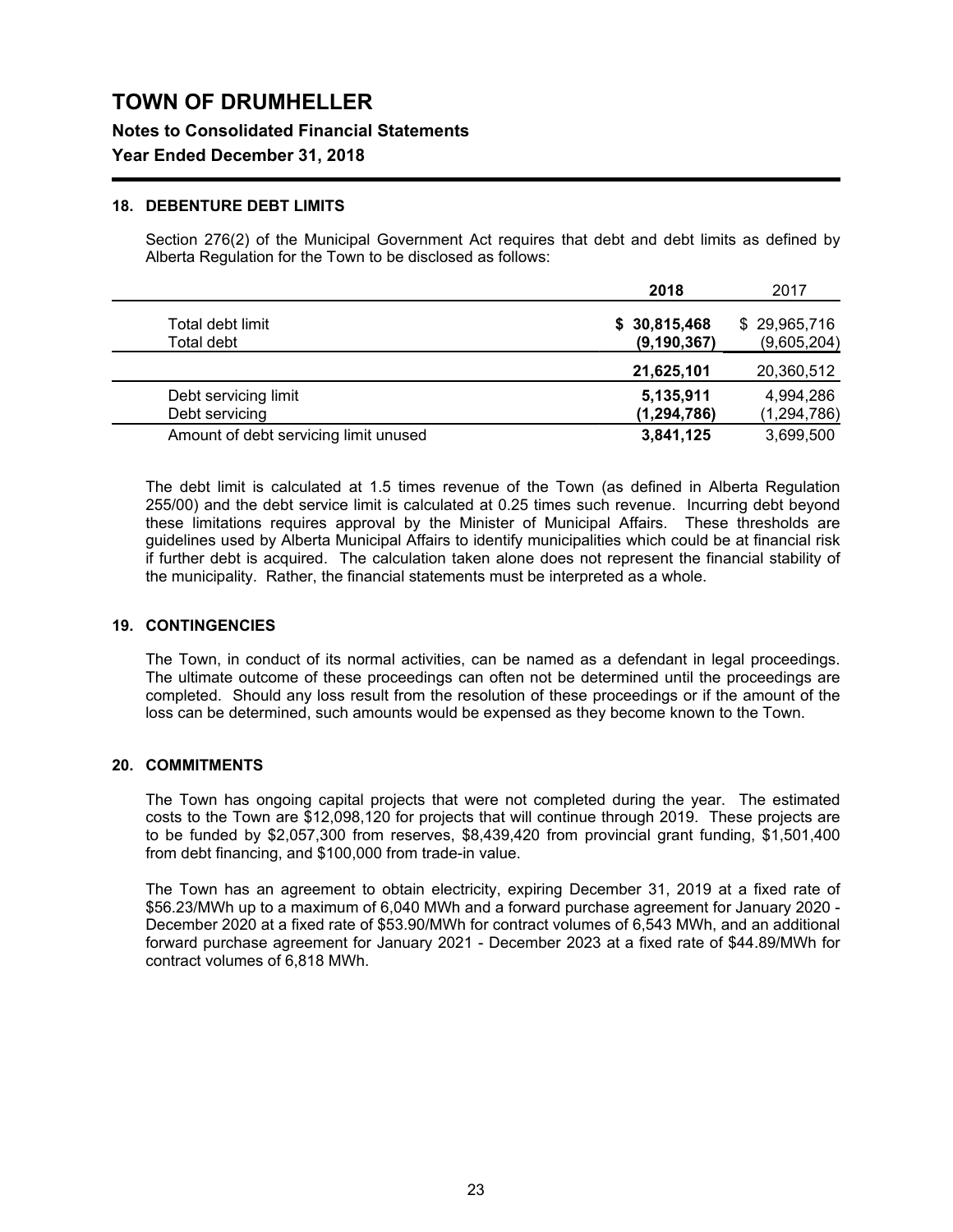# TOWN OF DRUMHELLER

## Notes to Consolidated Financial Statements

## Year Ended December 31, 2018

### 18. DEBENTURE DEBT LIMITS

Section 276(2) of the Municipal Government Act requires that debt and debt limits as defined by Alberta Regulation for the Town to be disclosed as follows:

| | 2018 | 2017 |
|---|---|---|
| Total debt limit | **$ 30,815,468** | $ 29,965,716 |
| Total debt | **(9,190,367)** | (9,605,204) |
| | **21,625,101** | 20,360,512 |
| Debt servicing limit | **5,135,911** | 4,994,286 |
| Debt servicing | **(1,294,786)** | (1,294,786) |
| Amount of debt servicing limit unused | **3,841,125** | 3,699,500 |

The debt limit is calculated at 1.5 times revenue of the Town (as defined in Alberta Regulation 255/00) and the debt service limit is calculated at 0.25 times such revenue. Incurring debt beyond these limitations requires approval by the Minister of Municipal Affairs. These thresholds are guidelines used by Alberta Municipal Affairs to identify municipalities which could be at financial risk if further debt is acquired. The calculation taken alone does not represent the financial stability of the municipality. Rather, the financial statements must be interpreted as a whole.

### 19. CONTINGENCIES

The Town, in conduct of its normal activities, can be named as a defendant in legal proceedings. The ultimate outcome of these proceedings can often not be determined until the proceedings are completed. Should any loss result from the resolution of these proceedings or if the amount of the loss can be determined, such amounts would be expensed as they become known to the Town.

### 20. COMMITMENTS

The Town has ongoing capital projects that were not completed during the year. The estimated costs to the Town are $12,098,120 for projects that will continue through 2019. These projects are to be funded by $2,057,300 from reserves, $8,439,420 from provincial grant funding, $1,501,400 from debt financing, and $100,000 from trade-in value.

The Town has an agreement to obtain electricity, expiring December 31, 2019 at a fixed rate of $56.23/MWh up to a maximum of 6,040 MWh and a forward purchase agreement for January 2020 - December 2020 at a fixed rate of $53.90/MWh for contract volumes of 6,543 MWh, and an additional forward purchase agreement for January 2021 - December 2023 at a fixed rate of $44.89/MWh for contract volumes of 6,818 MWh.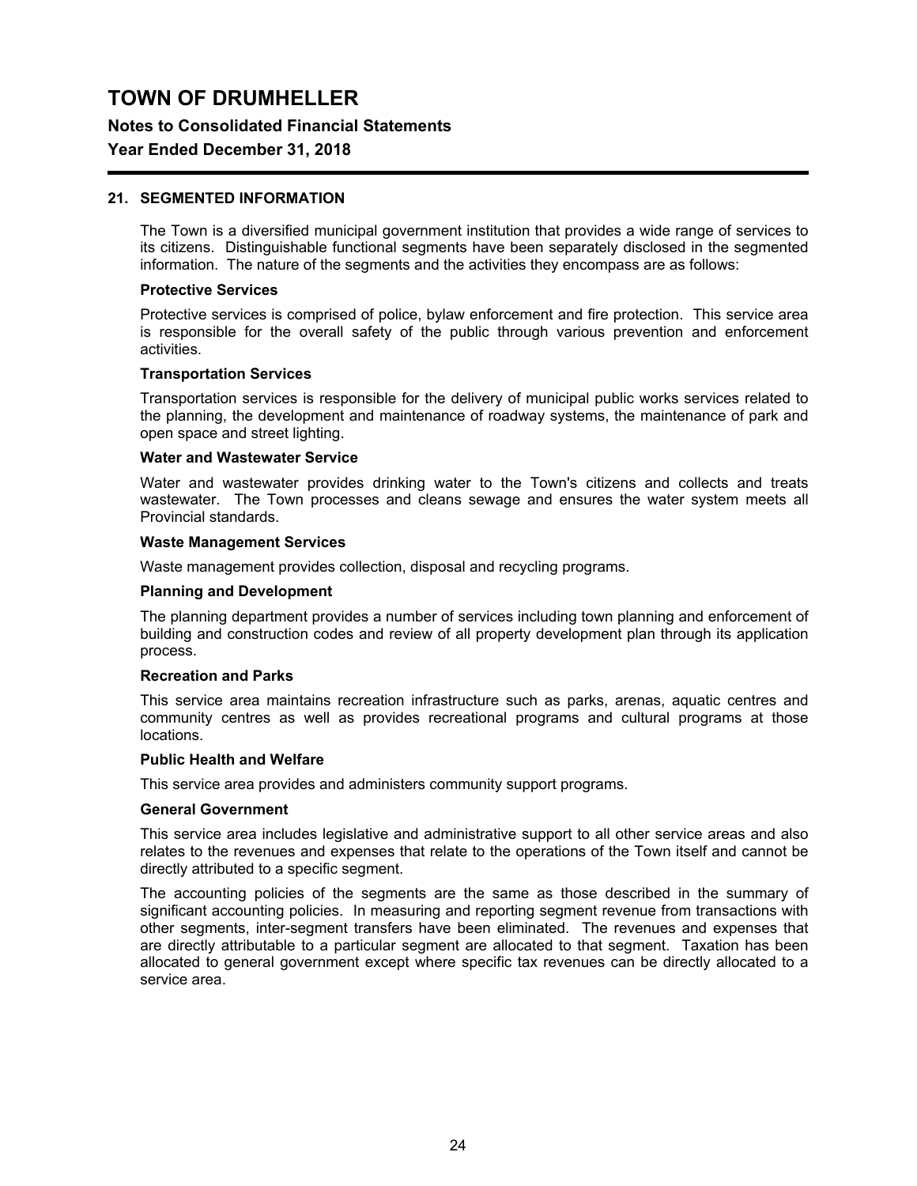## 21. SEGMENTED INFORMATION

The Town is a diversified municipal government institution that provides a wide range of services to its citizens. Distinguishable functional segments have been separately disclosed in the segmented information. The nature of the segments and the activities they encompass are as follows:

**Protective Services**

Protective services is comprised of police, bylaw enforcement and fire protection. This service area is responsible for the overall safety of the public through various prevention and enforcement activities.

**Transportation Services**

Transportation services is responsible for the delivery of municipal public works services related to the planning, the development and maintenance of roadway systems, the maintenance of park and open space and street lighting.

**Water and Wastewater Service**

Water and wastewater provides drinking water to the Town's citizens and collects and treats wastewater. The Town processes and cleans sewage and ensures the water system meets all Provincial standards.

**Waste Management Services**

Waste management provides collection, disposal and recycling programs.

**Planning and Development**

The planning department provides a number of services including town planning and enforcement of building and construction codes and review of all property development plan through its application process.

**Recreation and Parks**

This service area maintains recreation infrastructure such as parks, arenas, aquatic centres and community centres as well as provides recreational programs and cultural programs at those locations.

**Public Health and Welfare**

This service area provides and administers community support programs.

**General Government**

This service area includes legislative and administrative support to all other service areas and also relates to the revenues and expenses that relate to the operations of the Town itself and cannot be directly attributed to a specific segment.

The accounting policies of the segments are the same as those described in the summary of significant accounting policies. In measuring and reporting segment revenue from transactions with other segments, inter-segment transfers have been eliminated. The revenues and expenses that are directly attributable to a particular segment are allocated to that segment. Taxation has been allocated to general government except where specific tax revenues can be directly allocated to a service area.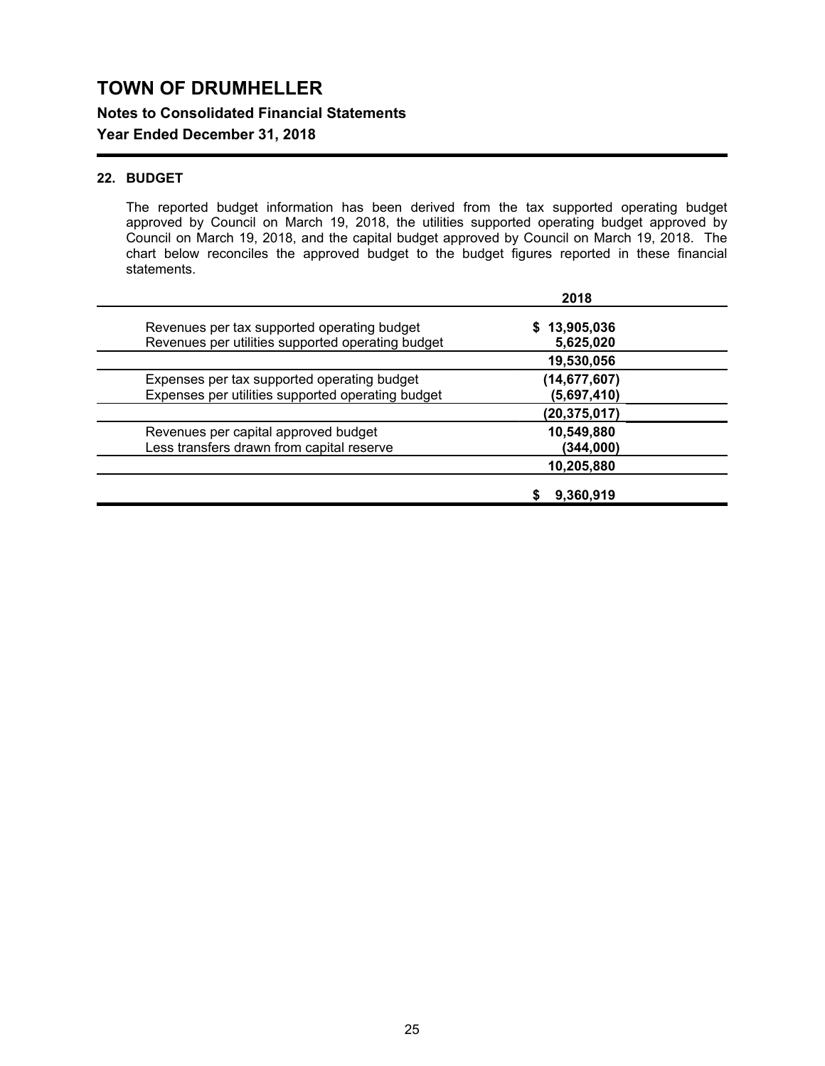# TOWN OF DRUMHELLER

**Notes to Consolidated Financial Statements**

**Year Ended December 31, 2018**

### 22. BUDGET

The reported budget information has been derived from the tax supported operating budget approved by Council on March 19, 2018, the utilities supported operating budget approved by Council on March 19, 2018, and the capital budget approved by Council on March 19, 2018. The chart below reconciles the approved budget to the budget figures reported in these financial statements.

| | 2018 |
|---|---|
| Revenues per tax supported operating budget | $ 13,905,036 |
| Revenues per utilities supported operating budget | 5,625,020 |
| | 19,530,056 |
| Expenses per tax supported operating budget | (14,677,607) |
| Expenses per utilities supported operating budget | (5,697,410) |
| | (20,375,017) |
| Revenues per capital approved budget | 10,549,880 |
| Less transfers drawn from capital reserve | (344,000) |
| | 10,205,880 |
| | $ 9,360,919 |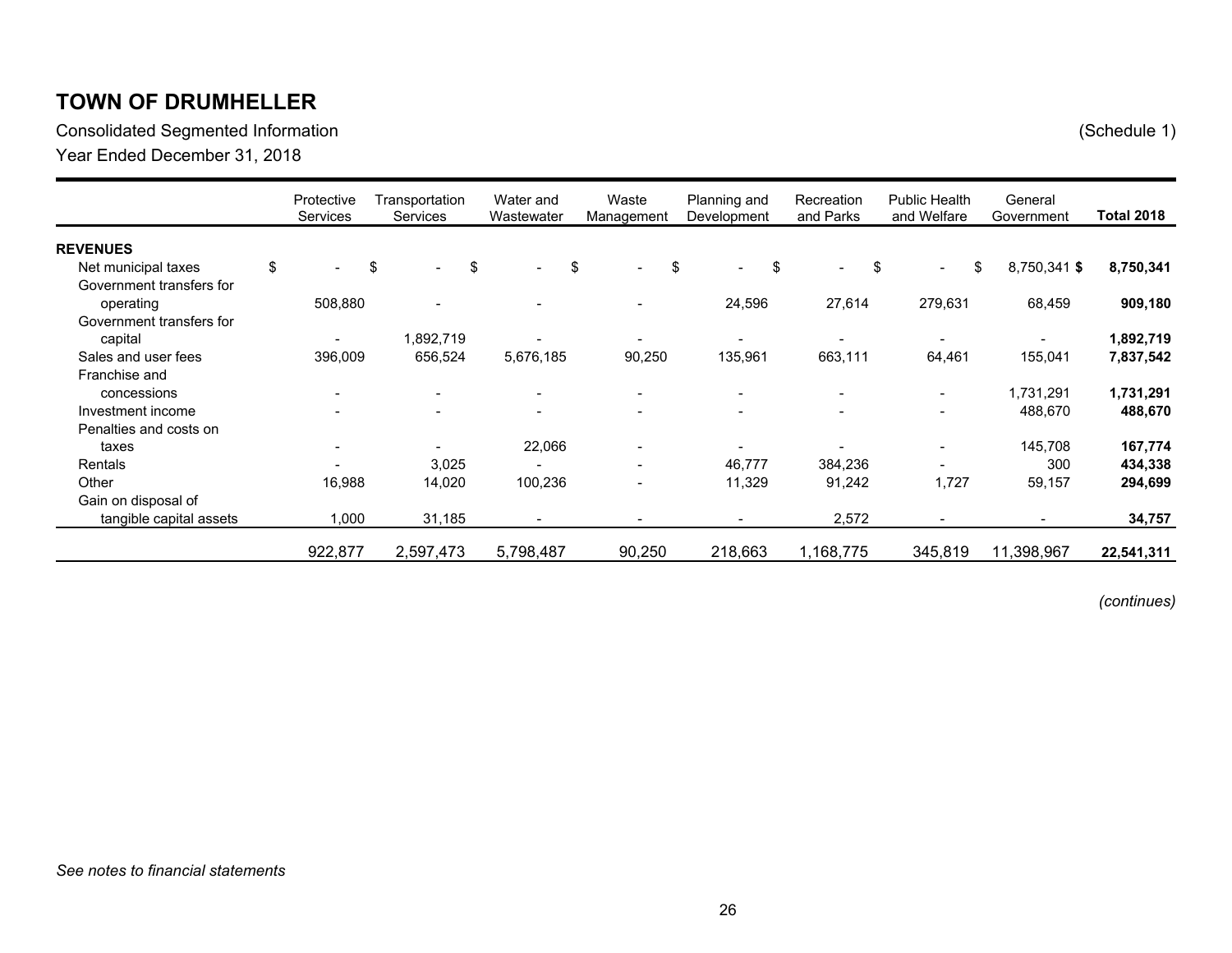# TOWN OF DRUMHELLER

Consolidated Segmented Information (Schedule 1)

Year Ended December 31, 2018

| | Protective Services | Transportation Services | Water and Wastewater | Waste Management | Planning and Development | Recreation and Parks | Public Health and Welfare | General Government | **Total 2018** |
|---|---|---|---|---|---|---|---|---|---|
| **REVENUES** | | | | | | | | | |
| Net municipal taxes | $ - | $ - | $ - | $ - | $ - | $ - | $ - | $ 8,750,341 | **$ 8,750,341** |
| Government transfers for operating | 508,880 | - | - | - | 24,596 | 27,614 | 279,631 | 68,459 | **909,180** |
| Government transfers for capital | - | 1,892,719 | - | - | - | - | - | - | **1,892,719** |
| Sales and user fees | 396,009 | 656,524 | 5,676,185 | 90,250 | 135,961 | 663,111 | 64,461 | 155,041 | **7,837,542** |
| Franchise and concessions | - | - | - | - | - | - | - | 1,731,291 | **1,731,291** |
| Investment income | - | - | - | - | - | - | - | 488,670 | **488,670** |
| Penalties and costs on taxes | - | - | 22,066 | - | - | - | - | 145,708 | **167,774** |
| Rentals | - | 3,025 | - | - | 46,777 | 384,236 | - | 300 | **434,338** |
| Other | 16,988 | 14,020 | 100,236 | - | 11,329 | 91,242 | 1,727 | 59,157 | **294,699** |
| Gain on disposal of tangible capital assets | 1,000 | 31,185 | - | - | - | 2,572 | - | - | **34,757** |
| | 922,877 | 2,597,473 | 5,798,487 | 90,250 | 218,663 | 1,168,775 | 345,819 | 11,398,967 | **22,541,311** |

*(continues)*

*See notes to financial statements*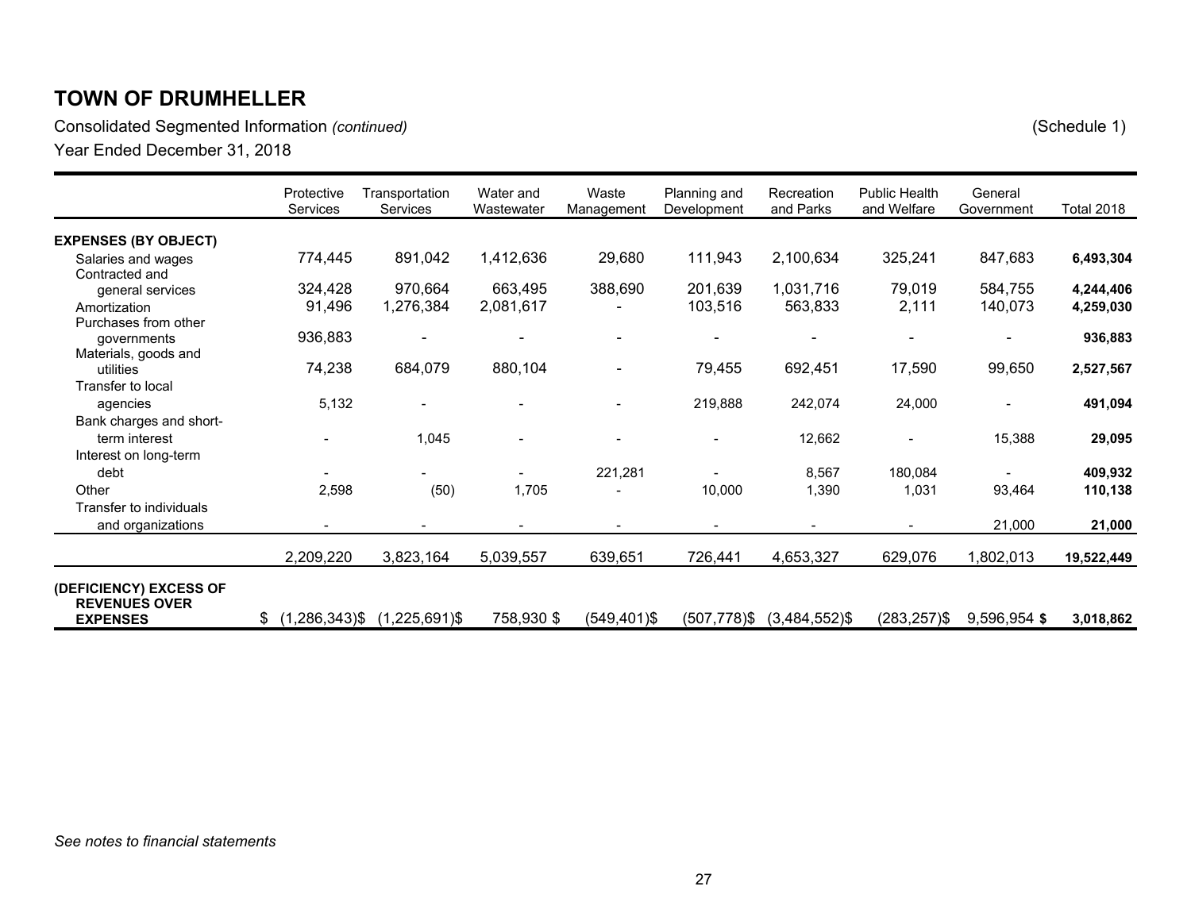# TOWN OF DRUMHELLER

Consolidated Segmented Information *(continued)* (Schedule 1)

Year Ended December 31, 2018

| | Protective Services | Transportation Services | Water and Wastewater | Waste Management | Planning and Development | Recreation and Parks | Public Health and Welfare | General Government | Total 2018 |
|---|---|---|---|---|---|---|---|---|---|
| **EXPENSES (BY OBJECT)** | | | | | | | | | |
| Salaries and wages | 774,445 | 891,042 | 1,412,636 | 29,680 | 111,943 | 2,100,634 | 325,241 | 847,683 | **6,493,304** |
| Contracted and general services | 324,428 | 970,664 | 663,495 | 388,690 | 201,639 | 1,031,716 | 79,019 | 584,755 | **4,244,406** |
| Amortization | 91,496 | 1,276,384 | 2,081,617 | - | 103,516 | 563,833 | 2,111 | 140,073 | **4,259,030** |
| Purchases from other governments | 936,883 | - | - | - | - | - | - | - | **936,883** |
| Materials, goods and utilities | 74,238 | 684,079 | 880,104 | - | 79,455 | 692,451 | 17,590 | 99,650 | **2,527,567** |
| Transfer to local agencies | 5,132 | - | - | - | 219,888 | 242,074 | 24,000 | - | **491,094** |
| Bank charges and short-term interest | - | 1,045 | - | - | - | 12,662 | - | 15,388 | **29,095** |
| Interest on long-term debt | - | - | - | 221,281 | - | 8,567 | 180,084 | - | **409,932** |
| Other | 2,598 | (50) | 1,705 | - | 10,000 | 1,390 | 1,031 | 93,464 | **110,138** |
| Transfer to individuals and organizations | - | - | - | - | - | - | - | 21,000 | **21,000** |
| | 2,209,220 | 3,823,164 | 5,039,557 | 639,651 | 726,441 | 4,653,327 | 629,076 | 1,802,013 | **19,522,449** |
| **(DEFICIENCY) EXCESS OF REVENUES OVER EXPENSES** | $ (1,286,343) | $ (1,225,691) | $ 758,930 | $ (549,401) | $ (507,778) | $ (3,484,552) | $ (283,257) | $ 9,596,954 | **$ 3,018,862** |

*See notes to financial statements*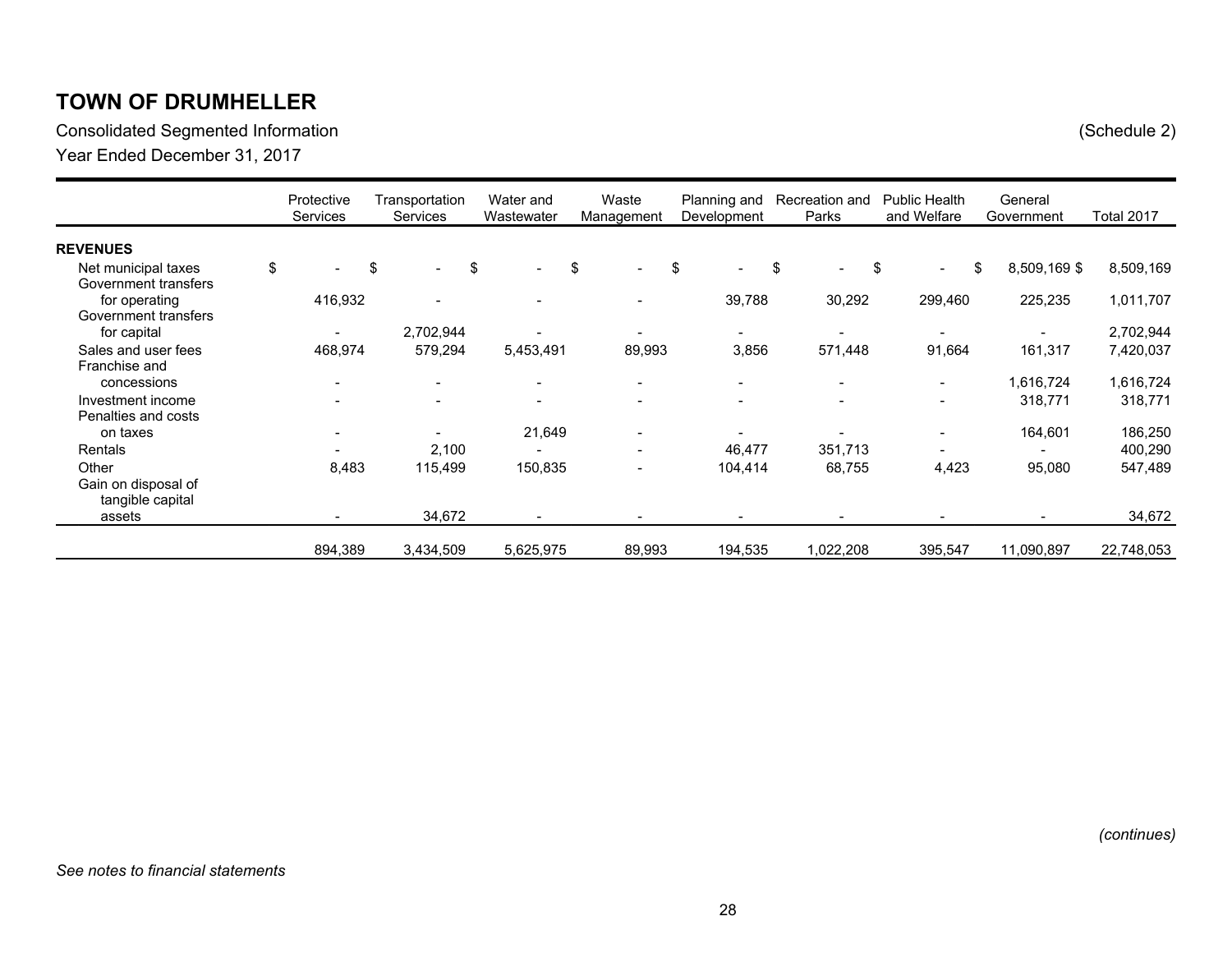# TOWN OF DRUMHELLER

Consolidated Segmented Information (Schedule 2)

Year Ended December 31, 2017

| | Protective Services | Transportation Services | Water and Wastewater | Waste Management | Planning and Development | Recreation and Parks | Public Health and Welfare | General Government | Total 2017 |
|---|---|---|---|---|---|---|---|---|---|
| **REVENUES** | | | | | | | | | |
| Net municipal taxes | $ - | $ - | $ - | $ - | $ - | $ - | $ - | $ 8,509,169 | $ 8,509,169 |
| Government transfers for operating | 416,932 | - | - | - | 39,788 | 30,292 | 299,460 | 225,235 | 1,011,707 |
| Government transfers for capital | - | 2,702,944 | - | - | - | - | - | - | 2,702,944 |
| Sales and user fees | 468,974 | 579,294 | 5,453,491 | 89,993 | 3,856 | 571,448 | 91,664 | 161,317 | 7,420,037 |
| Franchise and concessions | - | - | - | - | - | - | - | 1,616,724 | 1,616,724 |
| Investment income | - | - | - | - | - | - | - | 318,771 | 318,771 |
| Penalties and costs on taxes | - | - | 21,649 | - | - | - | - | 164,601 | 186,250 |
| Rentals | - | 2,100 | - | - | 46,477 | 351,713 | - | - | 400,290 |
| Other | 8,483 | 115,499 | 150,835 | - | 104,414 | 68,755 | 4,423 | 95,080 | 547,489 |
| Gain on disposal of tangible capital assets | - | 34,672 | - | - | - | - | - | - | 34,672 |
| | 894,389 | 3,434,509 | 5,625,975 | 89,993 | 194,535 | 1,022,208 | 395,547 | 11,090,897 | 22,748,053 |

*(continues)*

*See notes to financial statements*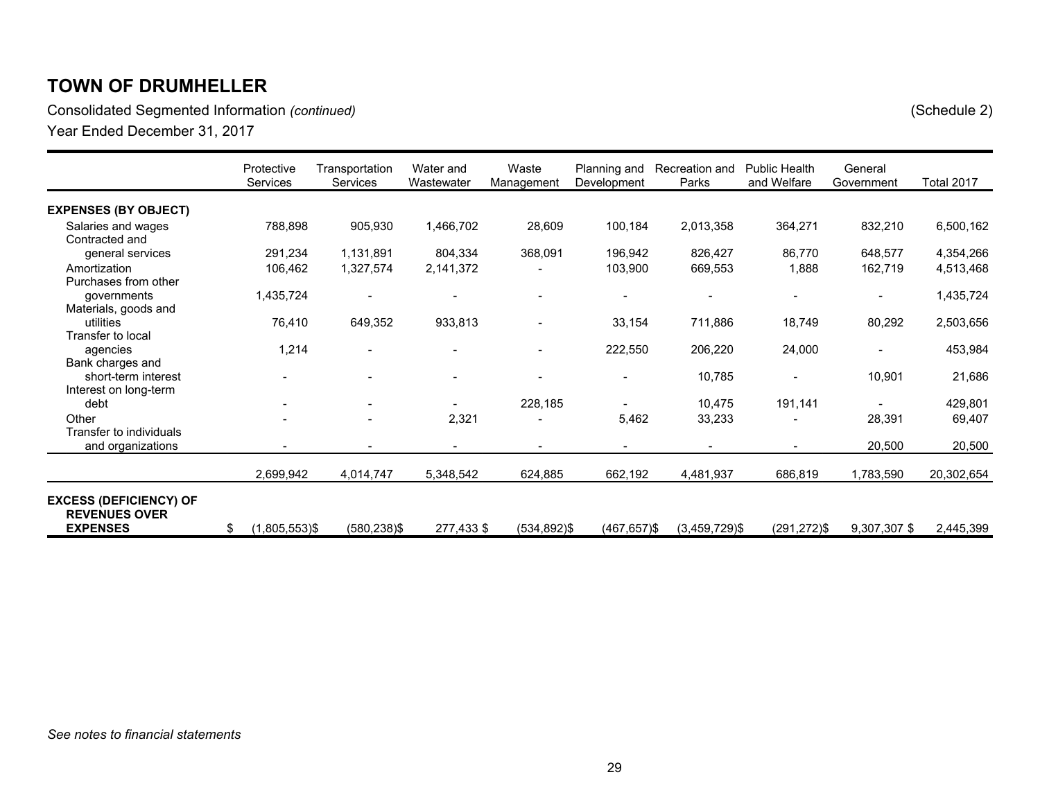# TOWN OF DRUMHELLER

Consolidated Segmented Information *(continued)* (Schedule 2)

Year Ended December 31, 2017

| | Protective Services | Transportation Services | Water and Wastewater | Waste Management | Planning and Development | Recreation and Parks | Public Health and Welfare | General Government | Total 2017 |
|---|---|---|---|---|---|---|---|---|---|
| **EXPENSES (BY OBJECT)** | | | | | | | | | |
| Salaries and wages | 788,898 | 905,930 | 1,466,702 | 28,609 | 100,184 | 2,013,358 | 364,271 | 832,210 | 6,500,162 |
| Contracted and general services | 291,234 | 1,131,891 | 804,334 | 368,091 | 196,942 | 826,427 | 86,770 | 648,577 | 4,354,266 |
| Amortization | 106,462 | 1,327,574 | 2,141,372 | - | 103,900 | 669,553 | 1,888 | 162,719 | 4,513,468 |
| Purchases from other governments | 1,435,724 | - | - | - | - | - | - | - | 1,435,724 |
| Materials, goods and utilities | 76,410 | 649,352 | 933,813 | - | 33,154 | 711,886 | 18,749 | 80,292 | 2,503,656 |
| Transfer to local agencies | 1,214 | - | - | - | 222,550 | 206,220 | 24,000 | - | 453,984 |
| Bank charges and short-term interest | - | - | - | - | - | 10,785 | - | 10,901 | 21,686 |
| Interest on long-term debt | - | - | - | 228,185 | - | 10,475 | 191,141 | - | 429,801 |
| Other | - | - | 2,321 | - | 5,462 | 33,233 | - | 28,391 | 69,407 |
| Transfer to individuals and organizations | - | - | - | - | - | - | - | 20,500 | 20,500 |
| | 2,699,942 | 4,014,747 | 5,348,542 | 624,885 | 662,192 | 4,481,937 | 686,819 | 1,783,590 | 20,302,654 |
| **EXCESS (DEFICIENCY) OF REVENUES OVER EXPENSES** | $ (1,805,553)$ | (580,238)$ | 277,433 $ | (534,892)$ | (467,657)$ | (3,459,729)$ | (291,272)$ | 9,307,307 $ | 2,445,399 |

*See notes to financial statements*